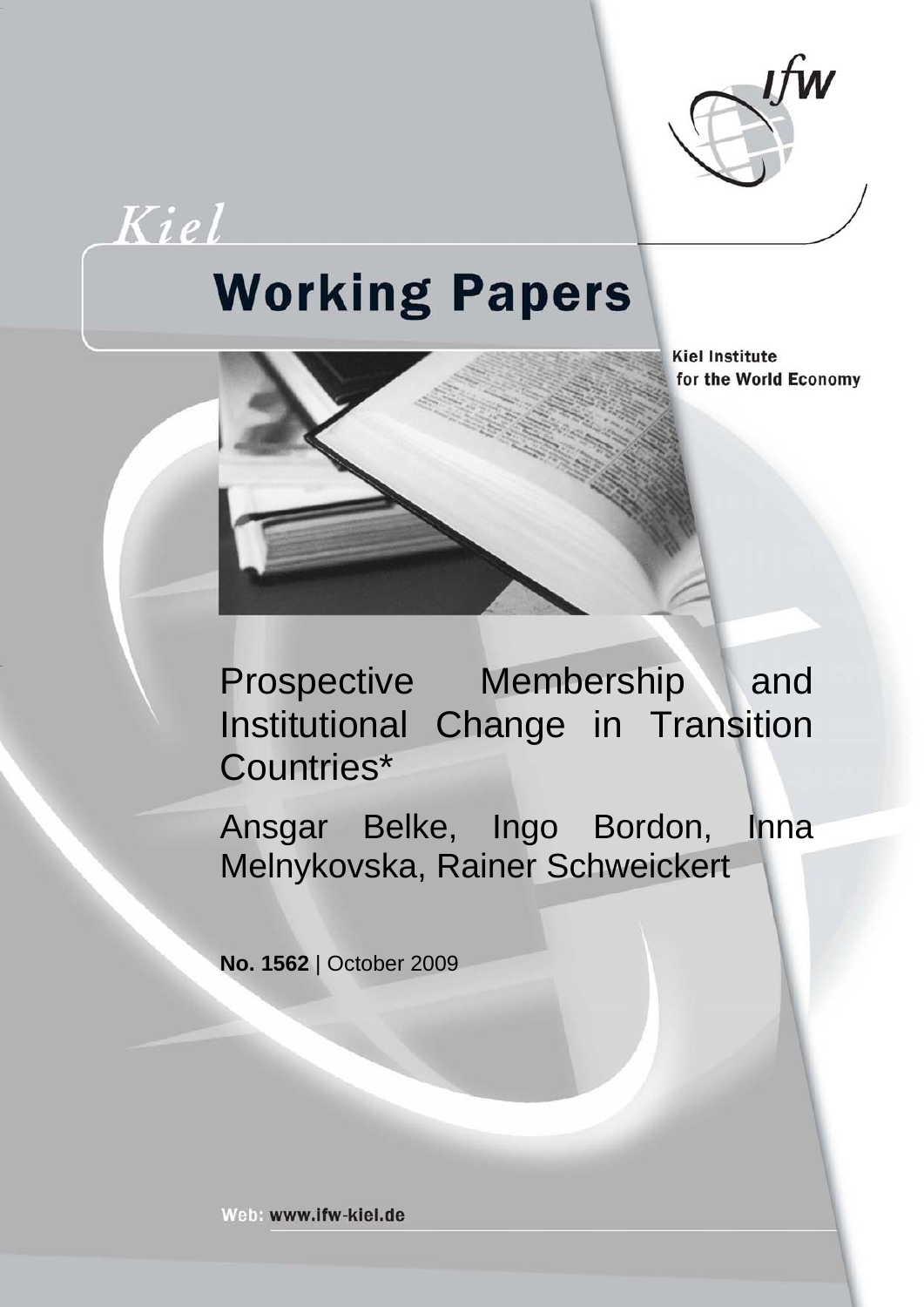Kiel

# Working Papers

Kiel Institute for the World Economy

# Prospective Membership and Institutional Change in Transition Countries*

Ansgar Belke, Ingo Bordon, Inna Melnykovska, Rainer Schweickert

**No. 1562** | October 2009

Web: www.ifw-kiel.de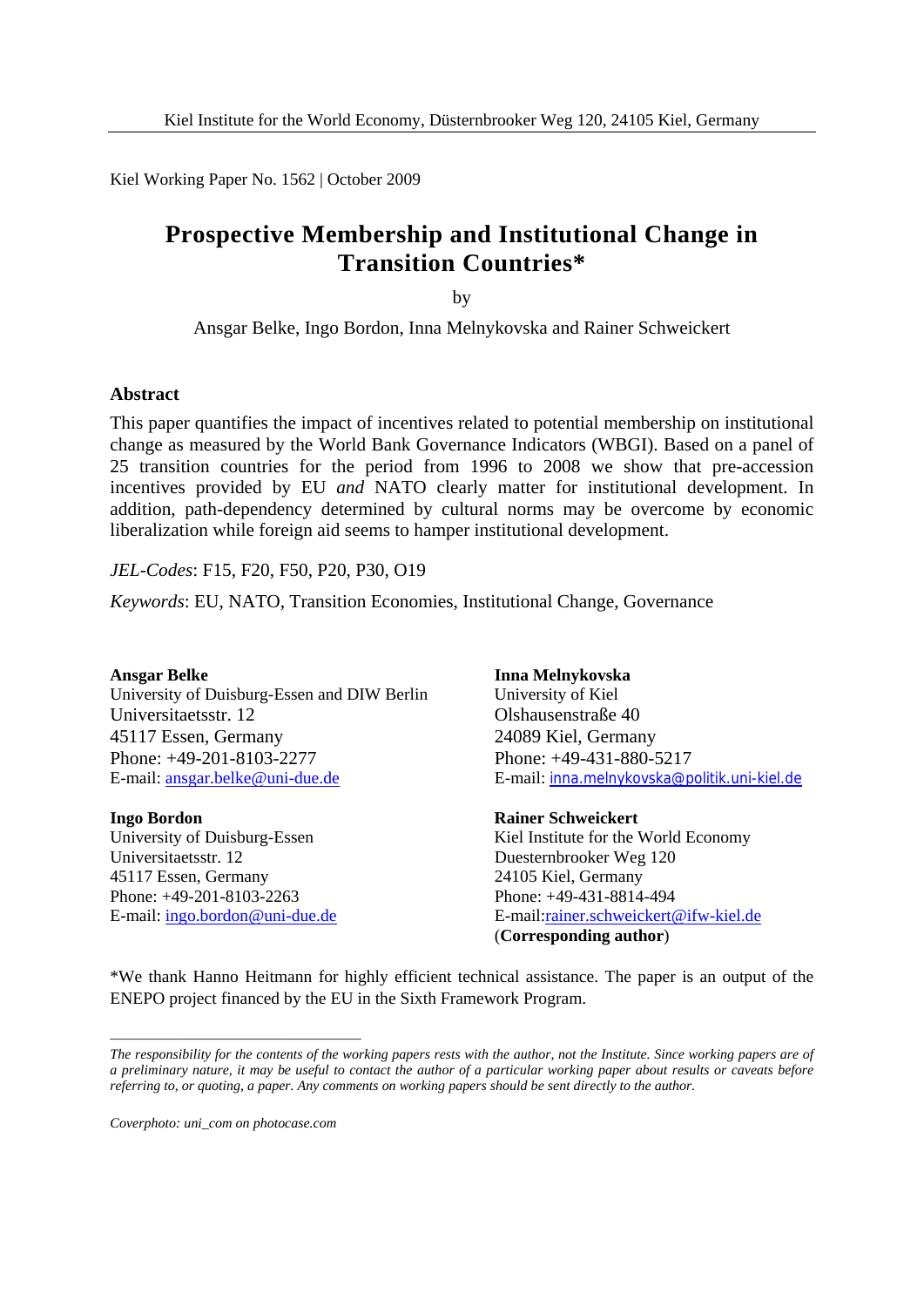Kiel Institute for the World Economy, Düsternbrooker Weg 120, 24105 Kiel, Germany

Kiel Working Paper No. 1562 | October 2009

# Prospective Membership and Institutional Change in Transition Countries*

by

Ansgar Belke, Ingo Bordon, Inna Melnykovska and Rainer Schweickert

## Abstract

This paper quantifies the impact of incentives related to potential membership on institutional change as measured by the World Bank Governance Indicators (WBGI). Based on a panel of 25 transition countries for the period from 1996 to 2008 we show that pre-accession incentives provided by EU *and* NATO clearly matter for institutional development. In addition, path-dependency determined by cultural norms may be overcome by economic liberalization while foreign aid seems to hamper institutional development.

*JEL-Codes*: F15, F20, F50, P20, P30, O19

*Keywords*: EU, NATO, Transition Economies, Institutional Change, Governance

**Ansgar Belke**
University of Duisburg-Essen and DIW Berlin
Universitaetsstr. 12
45117 Essen, Germany
Phone: +49-201-8103-2277
E-mail: ansgar.belke@uni-due.de

**Ingo Bordon**
University of Duisburg-Essen
Universitaetsstr. 12
45117 Essen, Germany
Phone: +49-201-8103-2263
E-mail: ingo.bordon@uni-due.de

**Inna Melnykovska**
University of Kiel
Olshausenstraße 40
24089 Kiel, Germany
Phone: +49-431-880-5217
E-mail: inna.melnykovska@politik.uni-kiel.de

**Rainer Schweickert**
Kiel Institute for the World Economy
Duesternbrooker Weg 120
24105 Kiel, Germany
Phone: +49-431-8814-494
E-mail:rainer.schweickert@ifw-kiel.de
(**Corresponding author**)

*We thank Hanno Heitmann for highly efficient technical assistance. The paper is an output of the ENEPO project financed by the EU in the Sixth Framework Program.

---

*The responsibility for the contents of the working papers rests with the author, not the Institute. Since working papers are of a preliminary nature, it may be useful to contact the author of a particular working paper about results or caveats before referring to, or quoting, a paper. Any comments on working papers should be sent directly to the author.*

*Coverphoto: uni_com on photocase.com*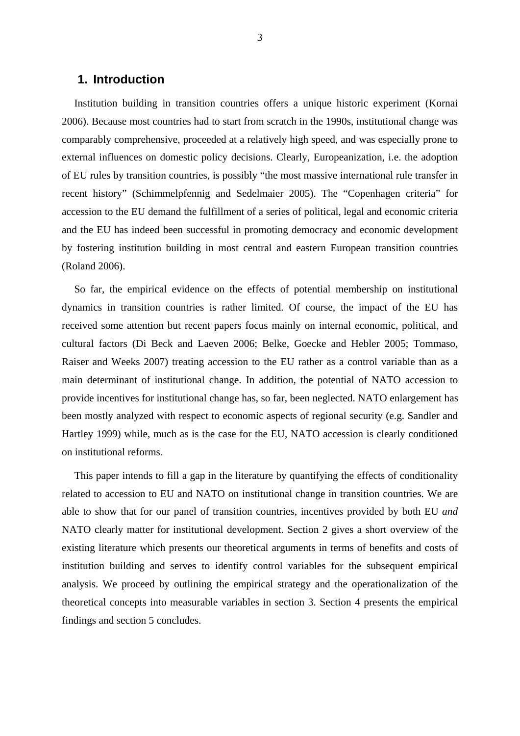## 1. Introduction

Institution building in transition countries offers a unique historic experiment (Kornai 2006). Because most countries had to start from scratch in the 1990s, institutional change was comparably comprehensive, proceeded at a relatively high speed, and was especially prone to external influences on domestic policy decisions. Clearly, Europeanization, i.e. the adoption of EU rules by transition countries, is possibly "the most massive international rule transfer in recent history" (Schimmelpfennig and Sedelmaier 2005). The "Copenhagen criteria" for accession to the EU demand the fulfillment of a series of political, legal and economic criteria and the EU has indeed been successful in promoting democracy and economic development by fostering institution building in most central and eastern European transition countries (Roland 2006).

So far, the empirical evidence on the effects of potential membership on institutional dynamics in transition countries is rather limited. Of course, the impact of the EU has received some attention but recent papers focus mainly on internal economic, political, and cultural factors (Di Beck and Laeven 2006; Belke, Goecke and Hebler 2005; Tommaso, Raiser and Weeks 2007) treating accession to the EU rather as a control variable than as a main determinant of institutional change. In addition, the potential of NATO accession to provide incentives for institutional change has, so far, been neglected. NATO enlargement has been mostly analyzed with respect to economic aspects of regional security (e.g. Sandler and Hartley 1999) while, much as is the case for the EU, NATO accession is clearly conditioned on institutional reforms.

This paper intends to fill a gap in the literature by quantifying the effects of conditionality related to accession to EU and NATO on institutional change in transition countries. We are able to show that for our panel of transition countries, incentives provided by both EU *and* NATO clearly matter for institutional development. Section 2 gives a short overview of the existing literature which presents our theoretical arguments in terms of benefits and costs of institution building and serves to identify control variables for the subsequent empirical analysis. We proceed by outlining the empirical strategy and the operationalization of the theoretical concepts into measurable variables in section 3. Section 4 presents the empirical findings and section 5 concludes.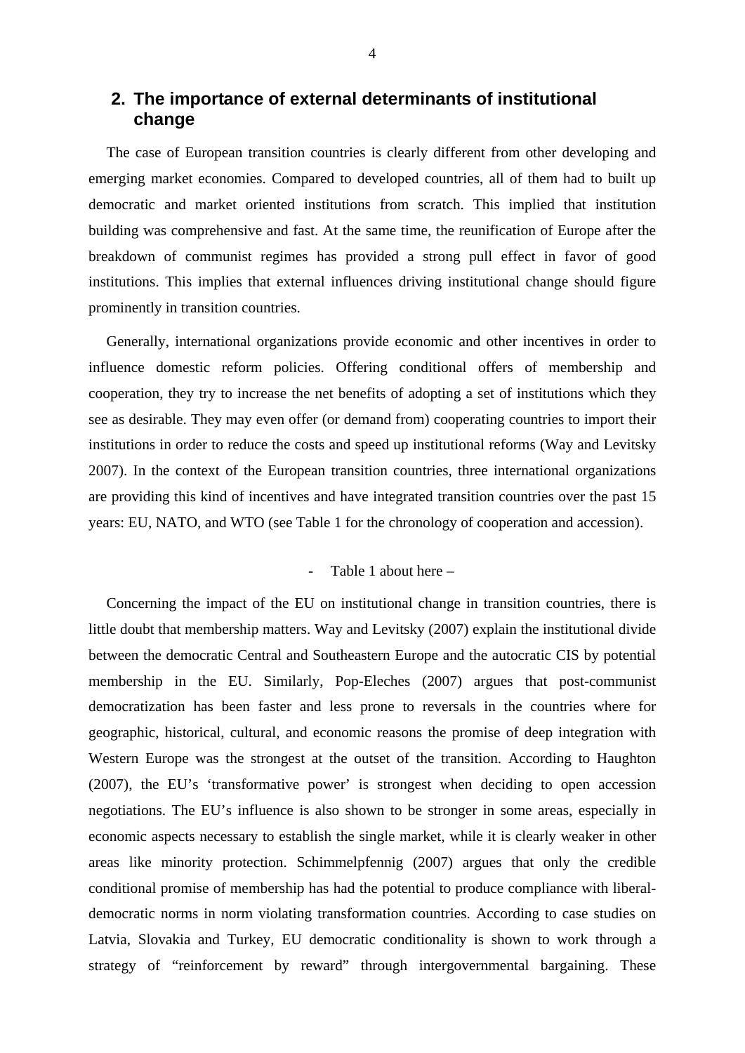## 2. The importance of external determinants of institutional change

The case of European transition countries is clearly different from other developing and emerging market economies. Compared to developed countries, all of them had to built up democratic and market oriented institutions from scratch. This implied that institution building was comprehensive and fast. At the same time, the reunification of Europe after the breakdown of communist regimes has provided a strong pull effect in favor of good institutions. This implies that external influences driving institutional change should figure prominently in transition countries.

Generally, international organizations provide economic and other incentives in order to influence domestic reform policies. Offering conditional offers of membership and cooperation, they try to increase the net benefits of adopting a set of institutions which they see as desirable. They may even offer (or demand from) cooperating countries to import their institutions in order to reduce the costs and speed up institutional reforms (Way and Levitsky 2007). In the context of the European transition countries, three international organizations are providing this kind of incentives and have integrated transition countries over the past 15 years: EU, NATO, and WTO (see Table 1 for the chronology of cooperation and accession).

- Table 1 about here –

Concerning the impact of the EU on institutional change in transition countries, there is little doubt that membership matters. Way and Levitsky (2007) explain the institutional divide between the democratic Central and Southeastern Europe and the autocratic CIS by potential membership in the EU. Similarly, Pop-Eleches (2007) argues that post-communist democratization has been faster and less prone to reversals in the countries where for geographic, historical, cultural, and economic reasons the promise of deep integration with Western Europe was the strongest at the outset of the transition. According to Haughton (2007), the EU's 'transformative power' is strongest when deciding to open accession negotiations. The EU's influence is also shown to be stronger in some areas, especially in economic aspects necessary to establish the single market, while it is clearly weaker in other areas like minority protection. Schimmelpfennig (2007) argues that only the credible conditional promise of membership has had the potential to produce compliance with liberal-democratic norms in norm violating transformation countries. According to case studies on Latvia, Slovakia and Turkey, EU democratic conditionality is shown to work through a strategy of "reinforcement by reward" through intergovernmental bargaining. These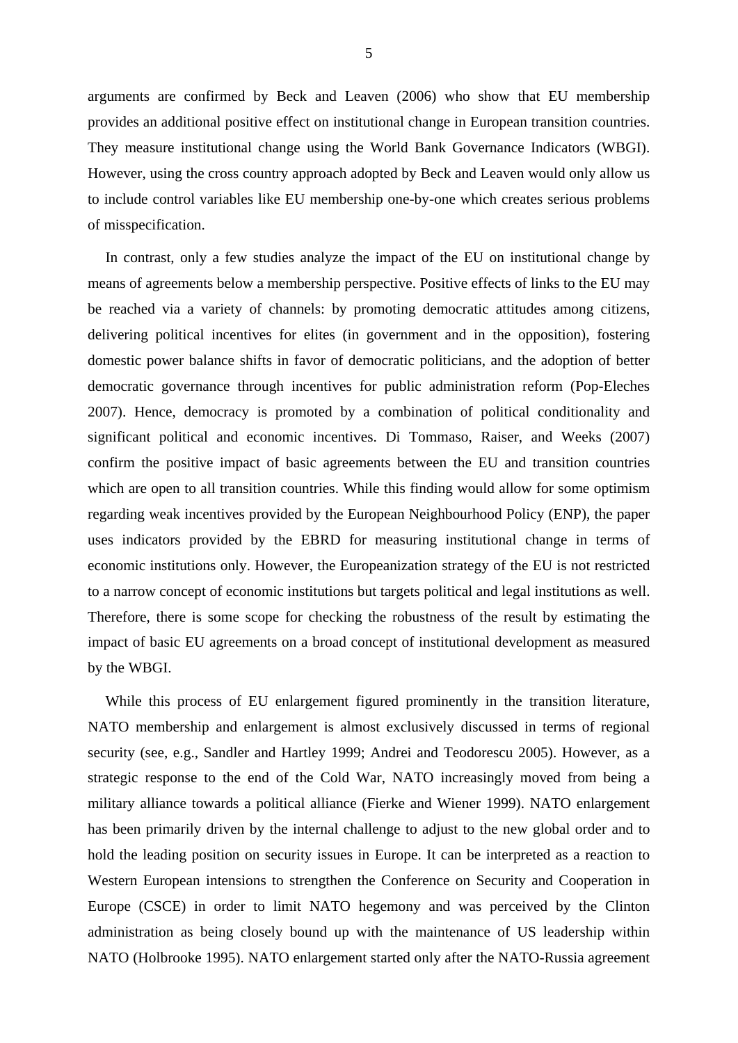arguments are confirmed by Beck and Leaven (2006) who show that EU membership provides an additional positive effect on institutional change in European transition countries. They measure institutional change using the World Bank Governance Indicators (WBGI). However, using the cross country approach adopted by Beck and Leaven would only allow us to include control variables like EU membership one-by-one which creates serious problems of misspecification.

In contrast, only a few studies analyze the impact of the EU on institutional change by means of agreements below a membership perspective. Positive effects of links to the EU may be reached via a variety of channels: by promoting democratic attitudes among citizens, delivering political incentives for elites (in government and in the opposition), fostering domestic power balance shifts in favor of democratic politicians, and the adoption of better democratic governance through incentives for public administration reform (Pop-Eleches 2007). Hence, democracy is promoted by a combination of political conditionality and significant political and economic incentives. Di Tommaso, Raiser, and Weeks (2007) confirm the positive impact of basic agreements between the EU and transition countries which are open to all transition countries. While this finding would allow for some optimism regarding weak incentives provided by the European Neighbourhood Policy (ENP), the paper uses indicators provided by the EBRD for measuring institutional change in terms of economic institutions only. However, the Europeanization strategy of the EU is not restricted to a narrow concept of economic institutions but targets political and legal institutions as well. Therefore, there is some scope for checking the robustness of the result by estimating the impact of basic EU agreements on a broad concept of institutional development as measured by the WBGI.

While this process of EU enlargement figured prominently in the transition literature, NATO membership and enlargement is almost exclusively discussed in terms of regional security (see, e.g., Sandler and Hartley 1999; Andrei and Teodorescu 2005). However, as a strategic response to the end of the Cold War, NATO increasingly moved from being a military alliance towards a political alliance (Fierke and Wiener 1999). NATO enlargement has been primarily driven by the internal challenge to adjust to the new global order and to hold the leading position on security issues in Europe. It can be interpreted as a reaction to Western European intensions to strengthen the Conference on Security and Cooperation in Europe (CSCE) in order to limit NATO hegemony and was perceived by the Clinton administration as being closely bound up with the maintenance of US leadership within NATO (Holbrooke 1995). NATO enlargement started only after the NATO-Russia agreement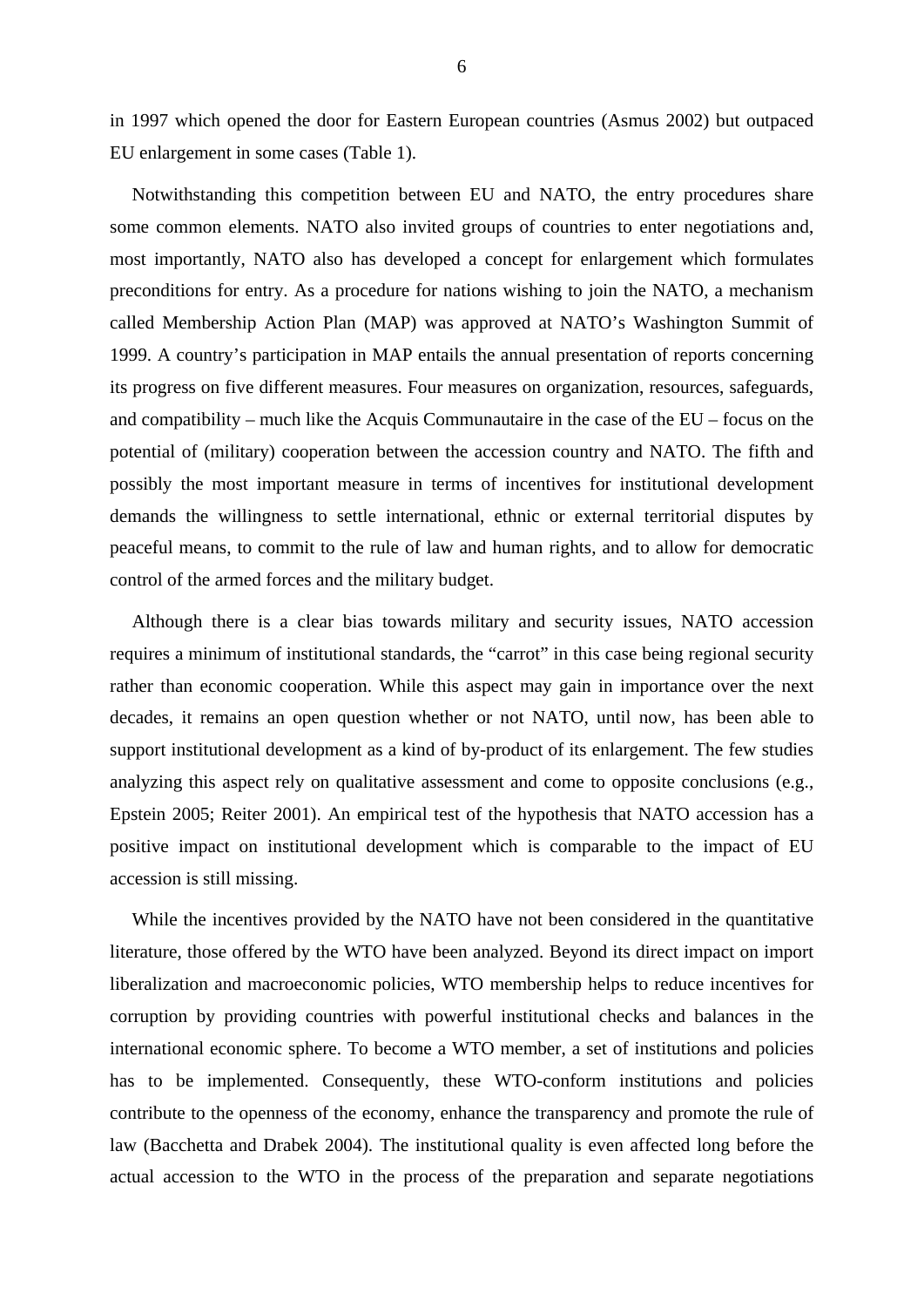in 1997 which opened the door for Eastern European countries (Asmus 2002) but outpaced EU enlargement in some cases (Table 1).

Notwithstanding this competition between EU and NATO, the entry procedures share some common elements. NATO also invited groups of countries to enter negotiations and, most importantly, NATO also has developed a concept for enlargement which formulates preconditions for entry. As a procedure for nations wishing to join the NATO, a mechanism called Membership Action Plan (MAP) was approved at NATO's Washington Summit of 1999. A country's participation in MAP entails the annual presentation of reports concerning its progress on five different measures. Four measures on organization, resources, safeguards, and compatibility – much like the Acquis Communautaire in the case of the EU – focus on the potential of (military) cooperation between the accession country and NATO. The fifth and possibly the most important measure in terms of incentives for institutional development demands the willingness to settle international, ethnic or external territorial disputes by peaceful means, to commit to the rule of law and human rights, and to allow for democratic control of the armed forces and the military budget.

Although there is a clear bias towards military and security issues, NATO accession requires a minimum of institutional standards, the "carrot" in this case being regional security rather than economic cooperation. While this aspect may gain in importance over the next decades, it remains an open question whether or not NATO, until now, has been able to support institutional development as a kind of by-product of its enlargement. The few studies analyzing this aspect rely on qualitative assessment and come to opposite conclusions (e.g., Epstein 2005; Reiter 2001). An empirical test of the hypothesis that NATO accession has a positive impact on institutional development which is comparable to the impact of EU accession is still missing.

While the incentives provided by the NATO have not been considered in the quantitative literature, those offered by the WTO have been analyzed. Beyond its direct impact on import liberalization and macroeconomic policies, WTO membership helps to reduce incentives for corruption by providing countries with powerful institutional checks and balances in the international economic sphere. To become a WTO member, a set of institutions and policies has to be implemented. Consequently, these WTO-conform institutions and policies contribute to the openness of the economy, enhance the transparency and promote the rule of law (Bacchetta and Drabek 2004). The institutional quality is even affected long before the actual accession to the WTO in the process of the preparation and separate negotiations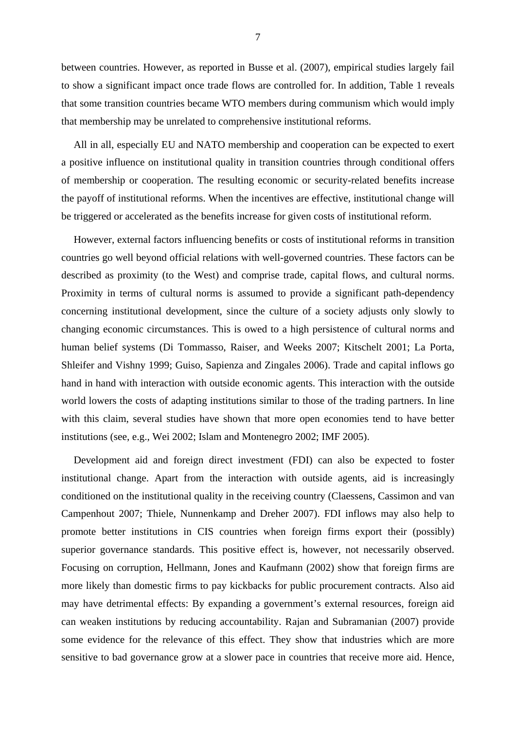between countries. However, as reported in Busse et al. (2007), empirical studies largely fail to show a significant impact once trade flows are controlled for. In addition, Table 1 reveals that some transition countries became WTO members during communism which would imply that membership may be unrelated to comprehensive institutional reforms.

All in all, especially EU and NATO membership and cooperation can be expected to exert a positive influence on institutional quality in transition countries through conditional offers of membership or cooperation. The resulting economic or security-related benefits increase the payoff of institutional reforms. When the incentives are effective, institutional change will be triggered or accelerated as the benefits increase for given costs of institutional reform.

However, external factors influencing benefits or costs of institutional reforms in transition countries go well beyond official relations with well-governed countries. These factors can be described as proximity (to the West) and comprise trade, capital flows, and cultural norms. Proximity in terms of cultural norms is assumed to provide a significant path-dependency concerning institutional development, since the culture of a society adjusts only slowly to changing economic circumstances. This is owed to a high persistence of cultural norms and human belief systems (Di Tommasso, Raiser, and Weeks 2007; Kitschelt 2001; La Porta, Shleifer and Vishny 1999; Guiso, Sapienza and Zingales 2006). Trade and capital inflows go hand in hand with interaction with outside economic agents. This interaction with the outside world lowers the costs of adapting institutions similar to those of the trading partners. In line with this claim, several studies have shown that more open economies tend to have better institutions (see, e.g., Wei 2002; Islam and Montenegro 2002; IMF 2005).

Development aid and foreign direct investment (FDI) can also be expected to foster institutional change. Apart from the interaction with outside agents, aid is increasingly conditioned on the institutional quality in the receiving country (Claessens, Cassimon and van Campenhout 2007; Thiele, Nunnenkamp and Dreher 2007). FDI inflows may also help to promote better institutions in CIS countries when foreign firms export their (possibly) superior governance standards. This positive effect is, however, not necessarily observed. Focusing on corruption, Hellmann, Jones and Kaufmann (2002) show that foreign firms are more likely than domestic firms to pay kickbacks for public procurement contracts. Also aid may have detrimental effects: By expanding a government's external resources, foreign aid can weaken institutions by reducing accountability. Rajan and Subramanian (2007) provide some evidence for the relevance of this effect. They show that industries which are more sensitive to bad governance grow at a slower pace in countries that receive more aid. Hence,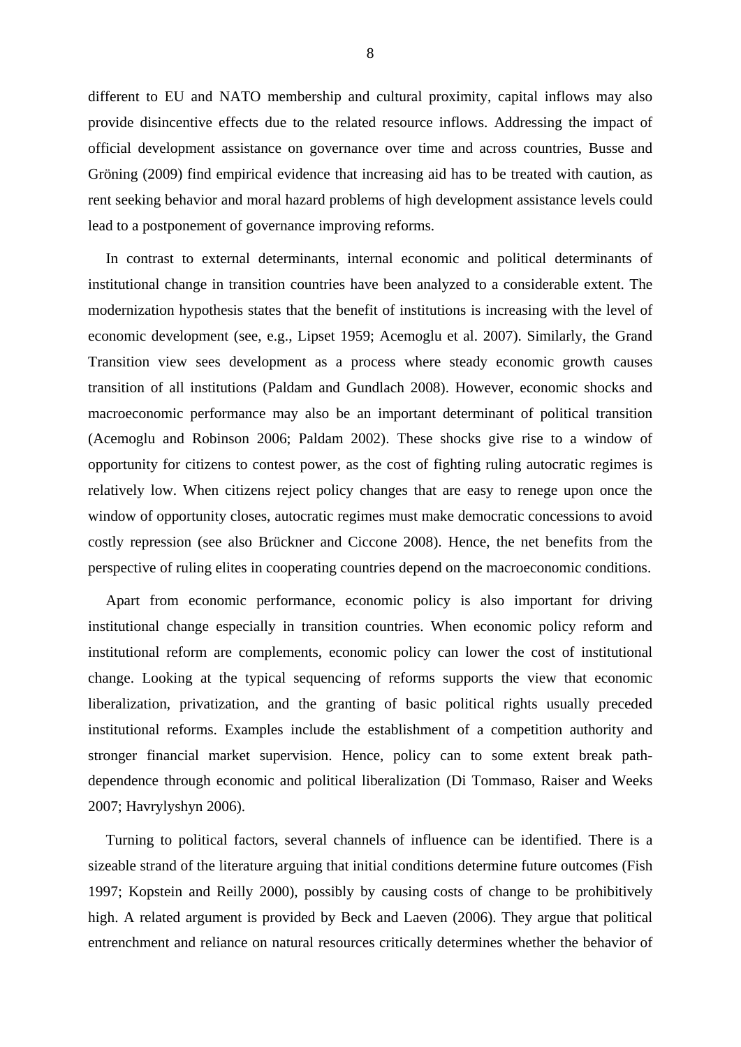different to EU and NATO membership and cultural proximity, capital inflows may also provide disincentive effects due to the related resource inflows. Addressing the impact of official development assistance on governance over time and across countries, Busse and Gröning (2009) find empirical evidence that increasing aid has to be treated with caution, as rent seeking behavior and moral hazard problems of high development assistance levels could lead to a postponement of governance improving reforms.

In contrast to external determinants, internal economic and political determinants of institutional change in transition countries have been analyzed to a considerable extent. The modernization hypothesis states that the benefit of institutions is increasing with the level of economic development (see, e.g., Lipset 1959; Acemoglu et al. 2007). Similarly, the Grand Transition view sees development as a process where steady economic growth causes transition of all institutions (Paldam and Gundlach 2008). However, economic shocks and macroeconomic performance may also be an important determinant of political transition (Acemoglu and Robinson 2006; Paldam 2002). These shocks give rise to a window of opportunity for citizens to contest power, as the cost of fighting ruling autocratic regimes is relatively low. When citizens reject policy changes that are easy to renege upon once the window of opportunity closes, autocratic regimes must make democratic concessions to avoid costly repression (see also Brückner and Ciccone 2008). Hence, the net benefits from the perspective of ruling elites in cooperating countries depend on the macroeconomic conditions.

Apart from economic performance, economic policy is also important for driving institutional change especially in transition countries. When economic policy reform and institutional reform are complements, economic policy can lower the cost of institutional change. Looking at the typical sequencing of reforms supports the view that economic liberalization, privatization, and the granting of basic political rights usually preceded institutional reforms. Examples include the establishment of a competition authority and stronger financial market supervision. Hence, policy can to some extent break path-dependence through economic and political liberalization (Di Tommaso, Raiser and Weeks 2007; Havrylyshyn 2006).

Turning to political factors, several channels of influence can be identified. There is a sizeable strand of the literature arguing that initial conditions determine future outcomes (Fish 1997; Kopstein and Reilly 2000), possibly by causing costs of change to be prohibitively high. A related argument is provided by Beck and Laeven (2006). They argue that political entrenchment and reliance on natural resources critically determines whether the behavior of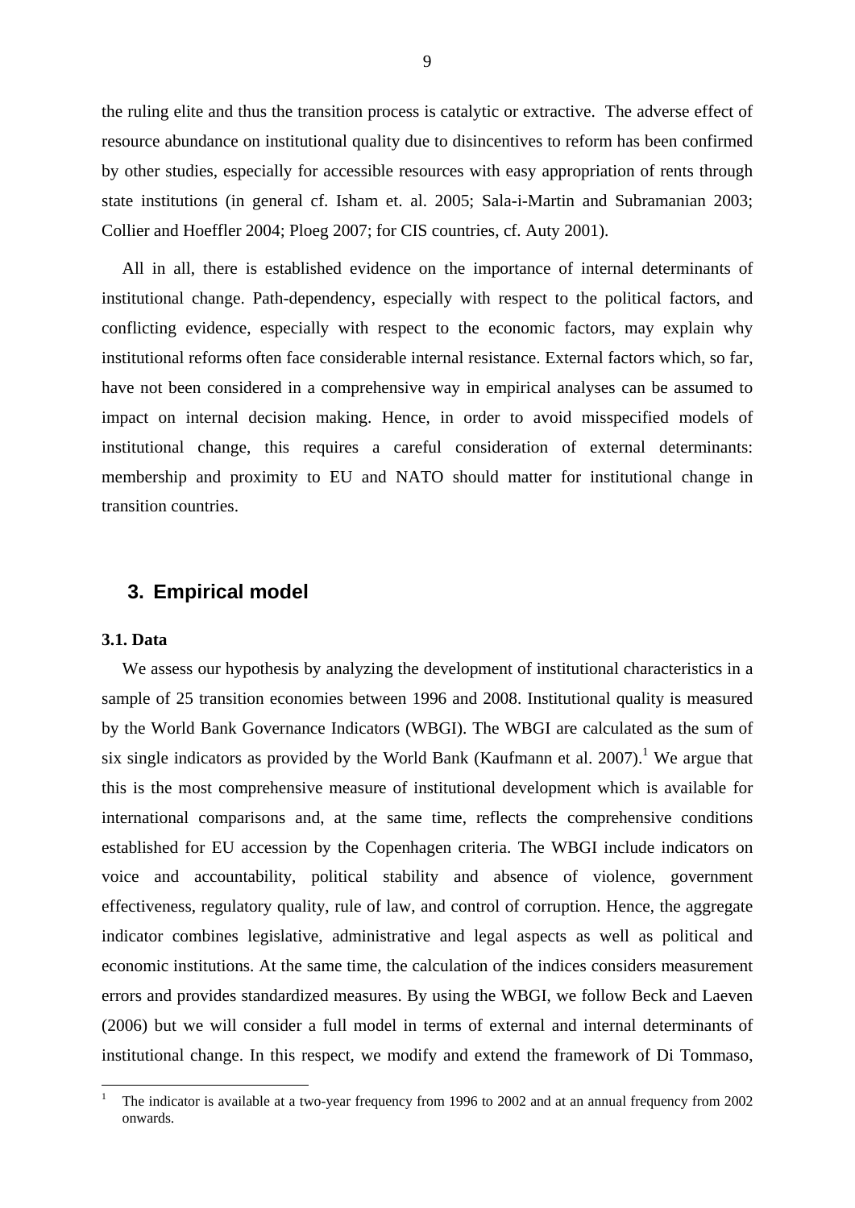the ruling elite and thus the transition process is catalytic or extractive. The adverse effect of resource abundance on institutional quality due to disincentives to reform has been confirmed by other studies, especially for accessible resources with easy appropriation of rents through state institutions (in general cf. Isham et. al. 2005; Sala-i-Martin and Subramanian 2003; Collier and Hoeffler 2004; Ploeg 2007; for CIS countries, cf. Auty 2001).

All in all, there is established evidence on the importance of internal determinants of institutional change. Path-dependency, especially with respect to the political factors, and conflicting evidence, especially with respect to the economic factors, may explain why institutional reforms often face considerable internal resistance. External factors which, so far, have not been considered in a comprehensive way in empirical analyses can be assumed to impact on internal decision making. Hence, in order to avoid misspecified models of institutional change, this requires a careful consideration of external determinants: membership and proximity to EU and NATO should matter for institutional change in transition countries.

## 3. Empirical model

### 3.1. Data

We assess our hypothesis by analyzing the development of institutional characteristics in a sample of 25 transition economies between 1996 and 2008. Institutional quality is measured by the World Bank Governance Indicators (WBGI). The WBGI are calculated as the sum of six single indicators as provided by the World Bank (Kaufmann et al. 2007).[1] We argue that this is the most comprehensive measure of institutional development which is available for international comparisons and, at the same time, reflects the comprehensive conditions established for EU accession by the Copenhagen criteria. The WBGI include indicators on voice and accountability, political stability and absence of violence, government effectiveness, regulatory quality, rule of law, and control of corruption. Hence, the aggregate indicator combines legislative, administrative and legal aspects as well as political and economic institutions. At the same time, the calculation of the indices considers measurement errors and provides standardized measures. By using the WBGI, we follow Beck and Laeven (2006) but we will consider a full model in terms of external and internal determinants of institutional change. In this respect, we modify and extend the framework of Di Tommaso,

[1] The indicator is available at a two-year frequency from 1996 to 2002 and at an annual frequency from 2002 onwards.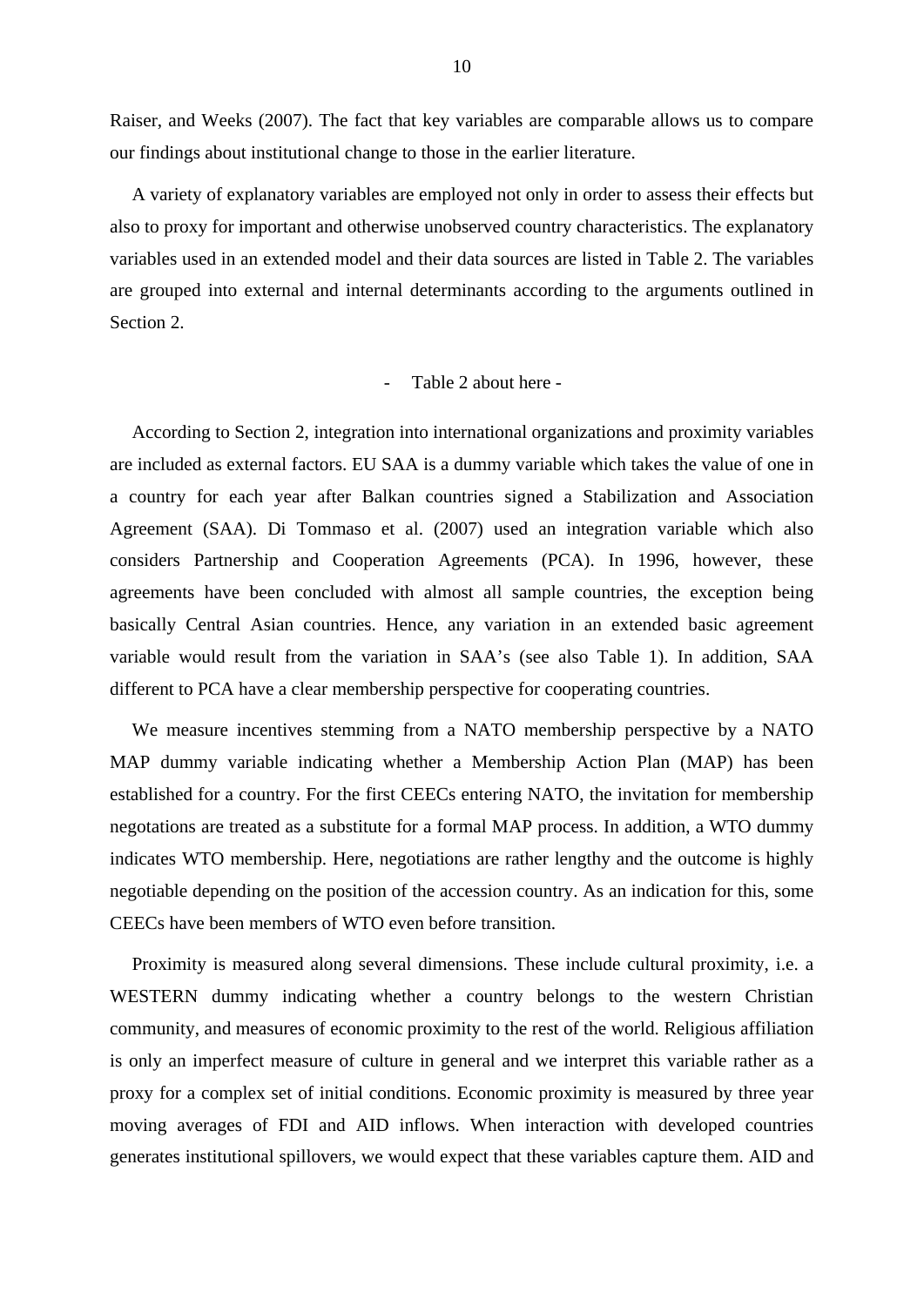Raiser, and Weeks (2007). The fact that key variables are comparable allows us to compare our findings about institutional change to those in the earlier literature.

A variety of explanatory variables are employed not only in order to assess their effects but also to proxy for important and otherwise unobserved country characteristics. The explanatory variables used in an extended model and their data sources are listed in Table 2. The variables are grouped into external and internal determinants according to the arguments outlined in Section 2.

- Table 2 about here -

According to Section 2, integration into international organizations and proximity variables are included as external factors. EU SAA is a dummy variable which takes the value of one in a country for each year after Balkan countries signed a Stabilization and Association Agreement (SAA). Di Tommaso et al. (2007) used an integration variable which also considers Partnership and Cooperation Agreements (PCA). In 1996, however, these agreements have been concluded with almost all sample countries, the exception being basically Central Asian countries. Hence, any variation in an extended basic agreement variable would result from the variation in SAA's (see also Table 1). In addition, SAA different to PCA have a clear membership perspective for cooperating countries.

We measure incentives stemming from a NATO membership perspective by a NATO MAP dummy variable indicating whether a Membership Action Plan (MAP) has been established for a country. For the first CEECs entering NATO, the invitation for membership negotiations are treated as a substitute for a formal MAP process. In addition, a WTO dummy indicates WTO membership. Here, negotiations are rather lengthy and the outcome is highly negotiable depending on the position of the accession country. As an indication for this, some CEECs have been members of WTO even before transition.

Proximity is measured along several dimensions. These include cultural proximity, i.e. a WESTERN dummy indicating whether a country belongs to the western Christian community, and measures of economic proximity to the rest of the world. Religious affiliation is only an imperfect measure of culture in general and we interpret this variable rather as a proxy for a complex set of initial conditions. Economic proximity is measured by three year moving averages of FDI and AID inflows. When interaction with developed countries generates institutional spillovers, we would expect that these variables capture them. AID and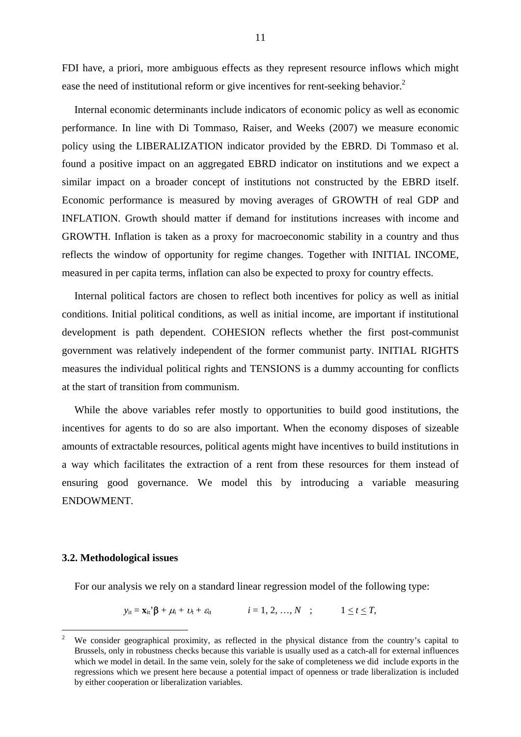FDI have, a priori, more ambiguous effects as they represent resource inflows which might ease the need of institutional reform or give incentives for rent-seeking behavior.[2]

Internal economic determinants include indicators of economic policy as well as economic performance. In line with Di Tommaso, Raiser, and Weeks (2007) we measure economic policy using the LIBERALIZATION indicator provided by the EBRD. Di Tommaso et al. found a positive impact on an aggregated EBRD indicator on institutions and we expect a similar impact on a broader concept of institutions not constructed by the EBRD itself. Economic performance is measured by moving averages of GROWTH of real GDP and INFLATION. Growth should matter if demand for institutions increases with income and GROWTH. Inflation is taken as a proxy for macroeconomic stability in a country and thus reflects the window of opportunity for regime changes. Together with INITIAL INCOME, measured in per capita terms, inflation can also be expected to proxy for country effects.

Internal political factors are chosen to reflect both incentives for policy as well as initial conditions. Initial political conditions, as well as initial income, are important if institutional development is path dependent. COHESION reflects whether the first post-communist government was relatively independent of the former communist party. INITIAL RIGHTS measures the individual political rights and TENSIONS is a dummy accounting for conflicts at the start of transition from communism.

While the above variables refer mostly to opportunities to build good institutions, the incentives for agents to do so are also important. When the economy disposes of sizeable amounts of extractable resources, political agents might have incentives to build institutions in a way which facilitates the extraction of a rent from these resources for them instead of ensuring good governance. We model this by introducing a variable measuring ENDOWMENT.

### 3.2. Methodological issues

For our analysis we rely on a standard linear regression model of the following type:

$$y_{it} = \mathbf{x}_{it}'\boldsymbol{\beta} + \mu_i + \upsilon_t + \varepsilon_{it} \qquad i = 1, 2, \ldots, N \quad ; \qquad 1 \leq t \leq T,$$

[2] We consider geographical proximity, as reflected in the physical distance from the country's capital to Brussels, only in robustness checks because this variable is usually used as a catch-all for external influences which we model in detail. In the same vein, solely for the sake of completeness we did include exports in the regressions which we present here because a potential impact of openness or trade liberalization is included by either cooperation or liberalization variables.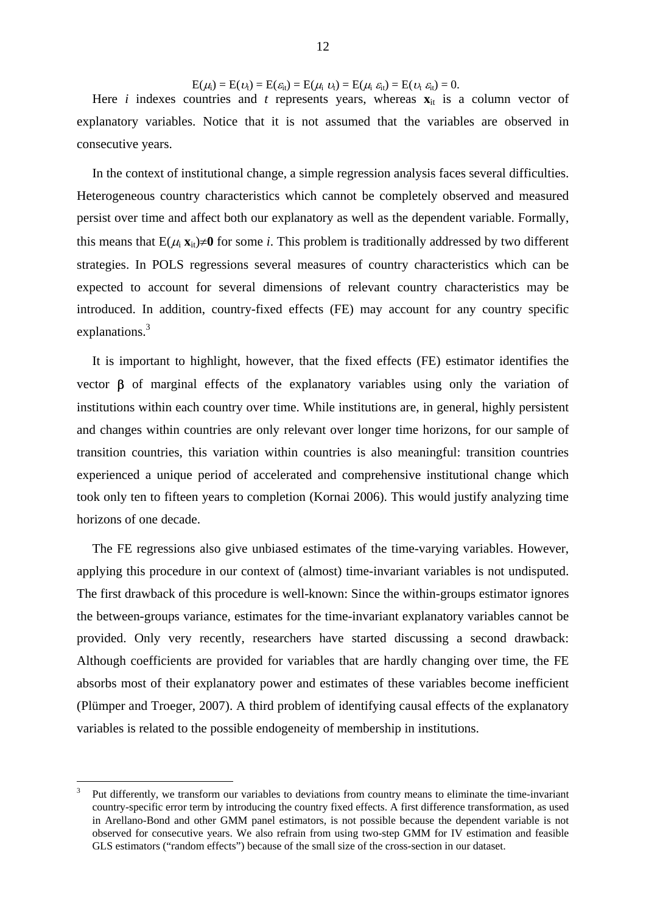$$E(\mu_i) = E(\upsilon_t) = E(\varepsilon_{it}) = E(\mu_i\ \upsilon_t) = E(\mu_i\ \varepsilon_{it}) = E(\upsilon_t\ \varepsilon_{it}) = 0.$$

Here $i$ indexes countries and $t$ represents years, whereas $\mathbf{x}_{it}$ is a column vector of explanatory variables. Notice that it is not assumed that the variables are observed in consecutive years.

In the context of institutional change, a simple regression analysis faces several difficulties. Heterogeneous country characteristics which cannot be completely observed and measured persist over time and affect both our explanatory as well as the dependent variable. Formally, this means that $E(\mu_i\ \mathbf{x}_{it}) \neq \mathbf{0}$ for some $i$. This problem is traditionally addressed by two different strategies. In POLS regressions several measures of country characteristics which can be expected to account for several dimensions of relevant country characteristics may be introduced. In addition, country-fixed effects (FE) may account for any country specific explanations.[3]

It is important to highlight, however, that the fixed effects (FE) estimator identifies the vector $\boldsymbol{\beta}$ of marginal effects of the explanatory variables using only the variation of institutions within each country over time. While institutions are, in general, highly persistent and changes within countries are only relevant over longer time horizons, for our sample of transition countries, this variation within countries is also meaningful: transition countries experienced a unique period of accelerated and comprehensive institutional change which took only ten to fifteen years to completion (Kornai 2006). This would justify analyzing time horizons of one decade.

The FE regressions also give unbiased estimates of the time-varying variables. However, applying this procedure in our context of (almost) time-invariant variables is not undisputed. The first drawback of this procedure is well-known: Since the within-groups estimator ignores the between-groups variance, estimates for the time-invariant explanatory variables cannot be provided. Only very recently, researchers have started discussing a second drawback: Although coefficients are provided for variables that are hardly changing over time, the FE absorbs most of their explanatory power and estimates of these variables become inefficient (Plümper and Troeger, 2007). A third problem of identifying causal effects of the explanatory variables is related to the possible endogeneity of membership in institutions.

---

[3] Put differently, we transform our variables to deviations from country means to eliminate the time-invariant country-specific error term by introducing the country fixed effects. A first difference transformation, as used in Arellano-Bond and other GMM panel estimators, is not possible because the dependent variable is not observed for consecutive years. We also refrain from using two-step GMM for IV estimation and feasible GLS estimators ("random effects") because of the small size of the cross-section in our dataset.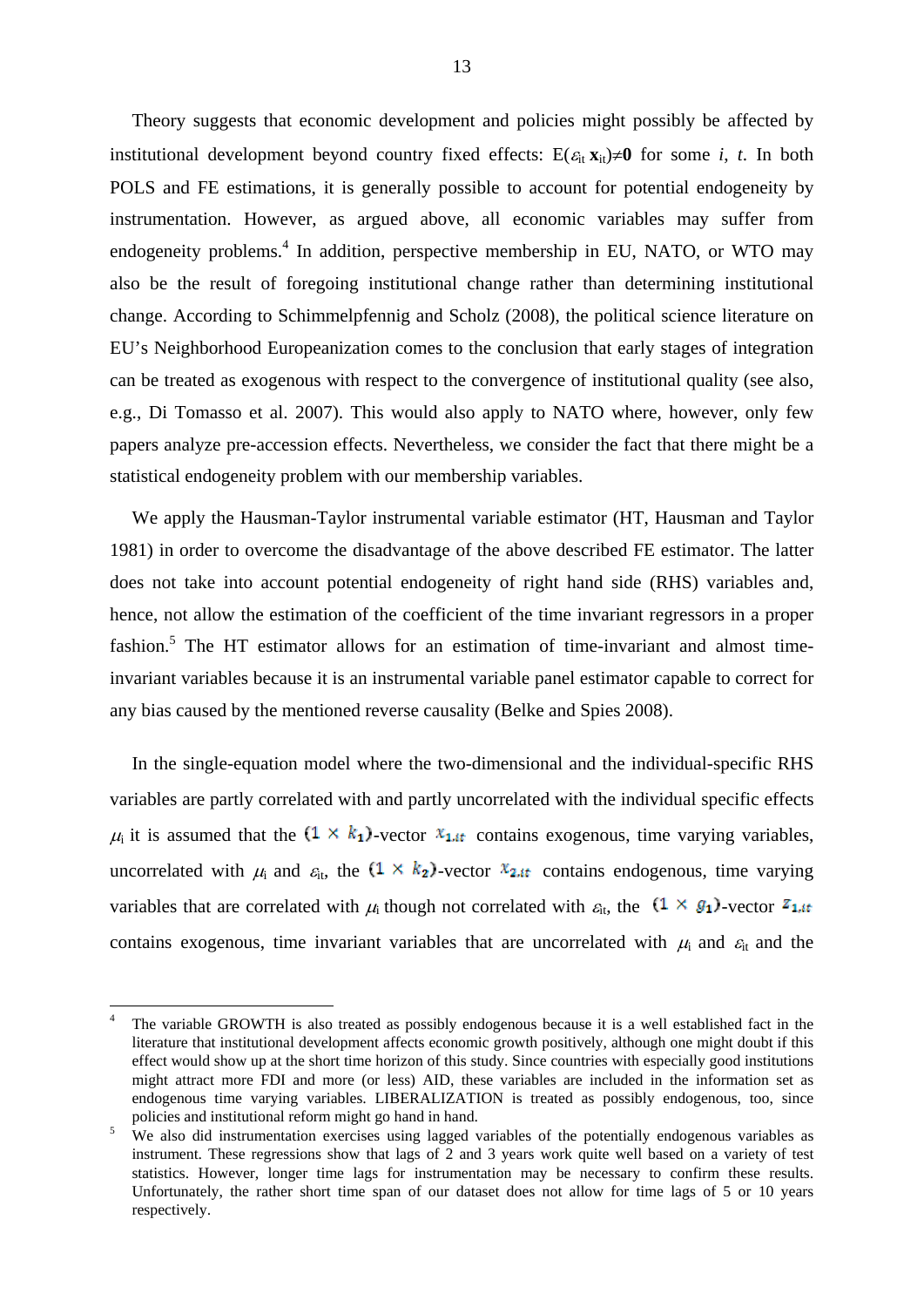Theory suggests that economic development and policies might possibly be affected by institutional development beyond country fixed effects: $E(\varepsilon_{it}\,\mathbf{x}_{it})\neq\mathbf{0}$ for some $i$, $t$. In both POLS and FE estimations, it is generally possible to account for potential endogeneity by instrumentation. However, as argued above, all economic variables may suffer from endogeneity problems.[4] In addition, perspective membership in EU, NATO, or WTO may also be the result of foregoing institutional change rather than determining institutional change. According to Schimmelpfennig and Scholz (2008), the political science literature on EU's Neighborhood Europeanization comes to the conclusion that early stages of integration can be treated as exogenous with respect to the convergence of institutional quality (see also, e.g., Di Tomasso et al. 2007). This would also apply to NATO where, however, only few papers analyze pre-accession effects. Nevertheless, we consider the fact that there might be a statistical endogeneity problem with our membership variables.

We apply the Hausman-Taylor instrumental variable estimator (HT, Hausman and Taylor 1981) in order to overcome the disadvantage of the above described FE estimator. The latter does not take into account potential endogeneity of right hand side (RHS) variables and, hence, not allow the estimation of the coefficient of the time invariant regressors in a proper fashion.[5] The HT estimator allows for an estimation of time-invariant and almost time-invariant variables because it is an instrumental variable panel estimator capable to correct for any bias caused by the mentioned reverse causality (Belke and Spies 2008).

In the single-equation model where the two-dimensional and the individual-specific RHS variables are partly correlated with and partly uncorrelated with the individual specific effects $\mu_i$ it is assumed that the $(1 \times k_1)$-vector $x_{1,it}$ contains exogenous, time varying variables, uncorrelated with $\mu_i$ and $\varepsilon_{it}$, the $(1 \times k_2)$-vector $x_{2,it}$ contains endogenous, time varying variables that are correlated with $\mu_i$ though not correlated with $\varepsilon_{it}$, the $(1 \times g_1)$-vector $z_{1,it}$ contains exogenous, time invariant variables that are uncorrelated with $\mu_i$ and $\varepsilon_{it}$ and the

---

[4] The variable GROWTH is also treated as possibly endogenous because it is a well established fact in the literature that institutional development affects economic growth positively, although one might doubt if this effect would show up at the short time horizon of this study. Since countries with especially good institutions might attract more FDI and more (or less) AID, these variables are included in the information set as endogenous time varying variables. LIBERALIZATION is treated as possibly endogenous, too, since policies and institutional reform might go hand in hand.

[5] We also did instrumentation exercises using lagged variables of the potentially endogenous variables as instrument. These regressions show that lags of 2 and 3 years work quite well based on a variety of test statistics. However, longer time lags for instrumentation may be necessary to confirm these results. Unfortunately, the rather short time span of our dataset does not allow for time lags of 5 or 10 years respectively.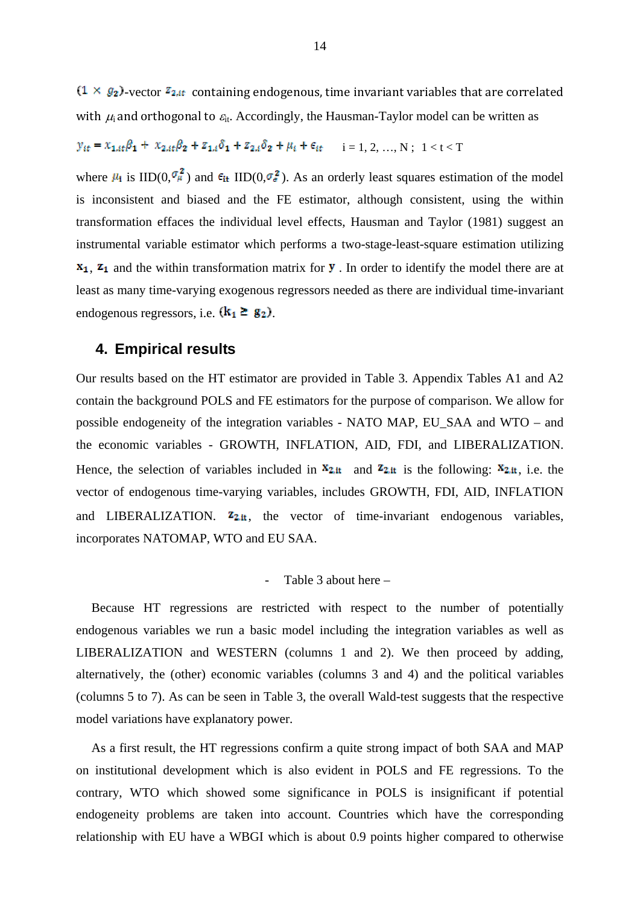$(1 \times g_2)$-vector $z_{2,it}$ containing endogenous, time invariant variables that are correlated with $\mu_i$ and orthogonal to $\varepsilon_{it}$. Accordingly, the Hausman-Taylor model can be written as

$$y_{it} = x_{1,it}\beta_1 + x_{2,it}\beta_2 + z_{1,i}\delta_1 + z_{2,i}\delta_2 + \mu_i + \epsilon_{it} \qquad i = 1, 2, \ldots, N\,; \;\; 1 < t < T$$

where $\mu_i$ is IID($0,\sigma_\mu^2$) and $\epsilon_{it}$ IID($0,\sigma_\epsilon^2$). As an orderly least squares estimation of the model is inconsistent and biased and the FE estimator, although consistent, using the within transformation effaces the individual level effects, Hausman and Taylor (1981) suggest an instrumental variable estimator which performs a two-stage-least-square estimation utilizing $\mathbf{x_1}$, $\mathbf{z_1}$ and the within transformation matrix for $\mathbf{y}$ . In order to identify the model there are at least as many time-varying exogenous regressors needed as there are individual time-invariant endogenous regressors, i.e. $(\mathbf{k_1} \geq \mathbf{g_2})$.

## 4. Empirical results

Our results based on the HT estimator are provided in Table 3. Appendix Tables A1 and A2 contain the background POLS and FE estimators for the purpose of comparison. We allow for possible endogeneity of the integration variables - NATO MAP, EU_SAA and WTO – and the economic variables - GROWTH, INFLATION, AID, FDI, and LIBERALIZATION. Hence, the selection of variables included in $\mathbf{x_{2,it}}$ and $\mathbf{z_{2,it}}$ is the following: $\mathbf{x_{2,it}}$, i.e. the vector of endogenous time-varying variables, includes GROWTH, FDI, AID, INFLATION and LIBERALIZATION. $\mathbf{z_{2,it}}$, the vector of time-invariant endogenous variables, incorporates NATOMAP, WTO and EU SAA.

- Table 3 about here –

Because HT regressions are restricted with respect to the number of potentially endogenous variables we run a basic model including the integration variables as well as LIBERALIZATION and WESTERN (columns 1 and 2). We then proceed by adding, alternatively, the (other) economic variables (columns 3 and 4) and the political variables (columns 5 to 7). As can be seen in Table 3, the overall Wald-test suggests that the respective model variations have explanatory power.

As a first result, the HT regressions confirm a quite strong impact of both SAA and MAP on institutional development which is also evident in POLS and FE regressions. To the contrary, WTO which showed some significance in POLS is insignificant if potential endogeneity problems are taken into account. Countries which have the corresponding relationship with EU have a WBGI which is about 0.9 points higher compared to otherwise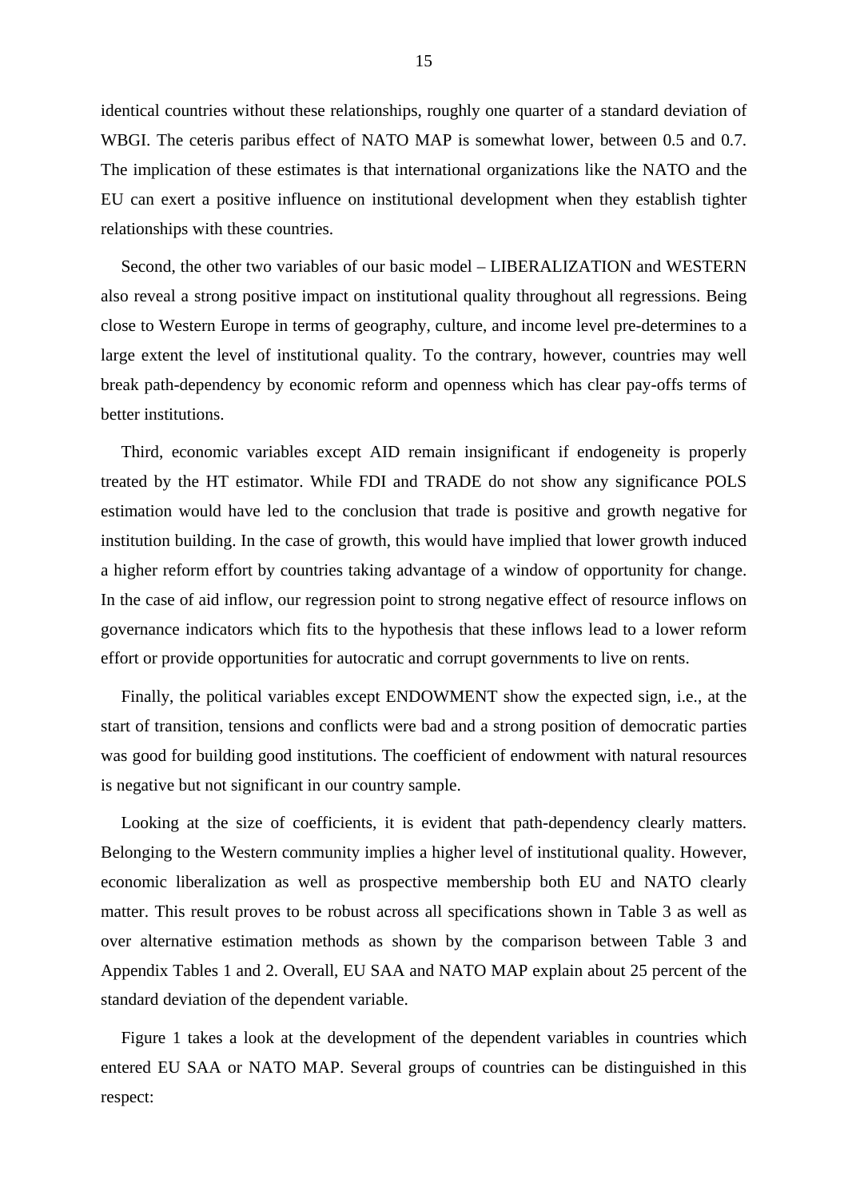identical countries without these relationships, roughly one quarter of a standard deviation of WBGI. The ceteris paribus effect of NATO MAP is somewhat lower, between 0.5 and 0.7. The implication of these estimates is that international organizations like the NATO and the EU can exert a positive influence on institutional development when they establish tighter relationships with these countries.

Second, the other two variables of our basic model – LIBERALIZATION and WESTERN also reveal a strong positive impact on institutional quality throughout all regressions. Being close to Western Europe in terms of geography, culture, and income level pre-determines to a large extent the level of institutional quality. To the contrary, however, countries may well break path-dependency by economic reform and openness which has clear pay-offs terms of better institutions.

Third, economic variables except AID remain insignificant if endogeneity is properly treated by the HT estimator. While FDI and TRADE do not show any significance POLS estimation would have led to the conclusion that trade is positive and growth negative for institution building. In the case of growth, this would have implied that lower growth induced a higher reform effort by countries taking advantage of a window of opportunity for change. In the case of aid inflow, our regression point to strong negative effect of resource inflows on governance indicators which fits to the hypothesis that these inflows lead to a lower reform effort or provide opportunities for autocratic and corrupt governments to live on rents.

Finally, the political variables except ENDOWMENT show the expected sign, i.e., at the start of transition, tensions and conflicts were bad and a strong position of democratic parties was good for building good institutions. The coefficient of endowment with natural resources is negative but not significant in our country sample.

Looking at the size of coefficients, it is evident that path-dependency clearly matters. Belonging to the Western community implies a higher level of institutional quality. However, economic liberalization as well as prospective membership both EU and NATO clearly matter. This result proves to be robust across all specifications shown in Table 3 as well as over alternative estimation methods as shown by the comparison between Table 3 and Appendix Tables 1 and 2. Overall, EU SAA and NATO MAP explain about 25 percent of the standard deviation of the dependent variable.

Figure 1 takes a look at the development of the dependent variables in countries which entered EU SAA or NATO MAP. Several groups of countries can be distinguished in this respect: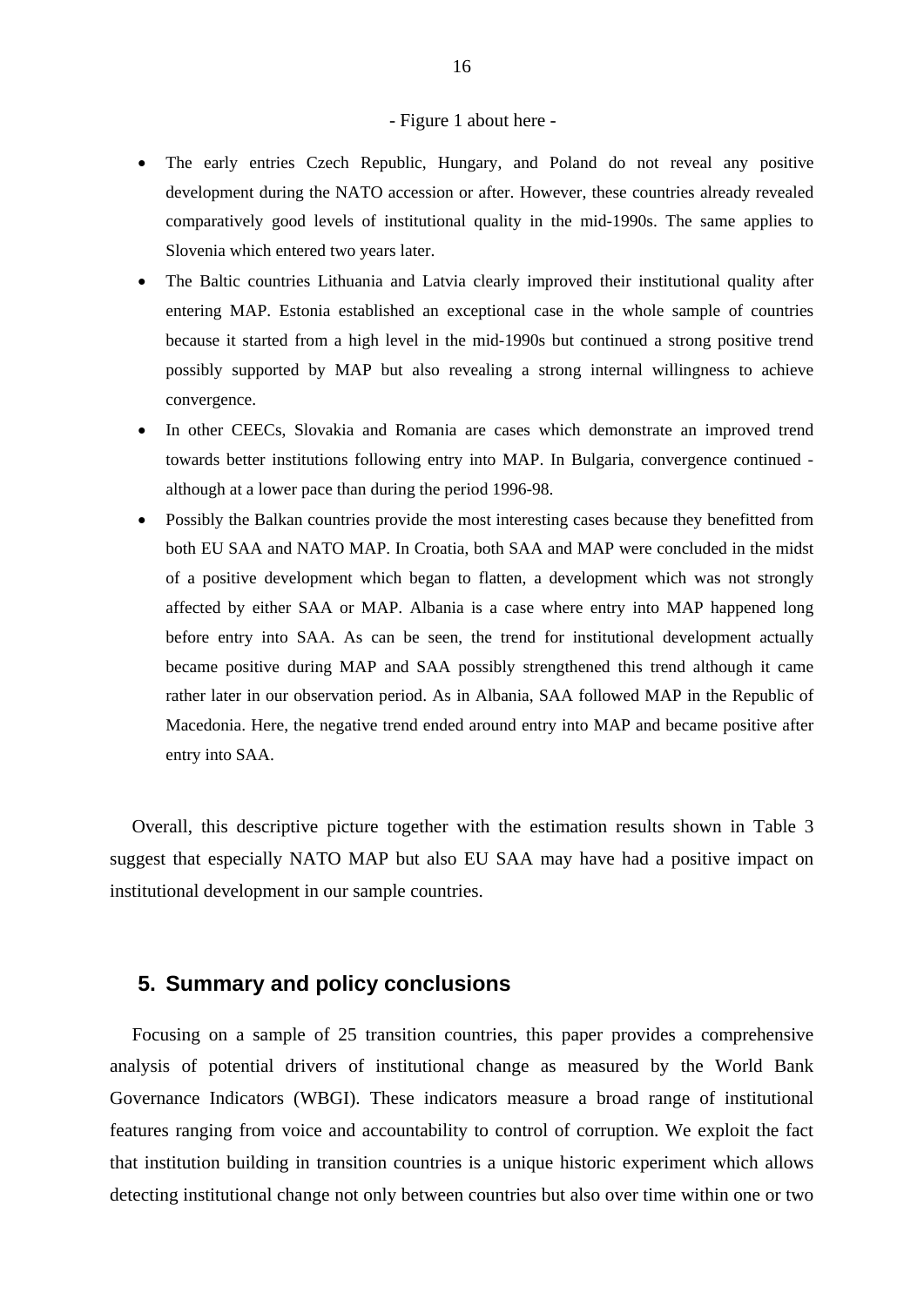- Figure 1 about here -

- The early entries Czech Republic, Hungary, and Poland do not reveal any positive development during the NATO accession or after. However, these countries already revealed comparatively good levels of institutional quality in the mid-1990s. The same applies to Slovenia which entered two years later.
- The Baltic countries Lithuania and Latvia clearly improved their institutional quality after entering MAP. Estonia established an exceptional case in the whole sample of countries because it started from a high level in the mid-1990s but continued a strong positive trend possibly supported by MAP but also revealing a strong internal willingness to achieve convergence.
- In other CEECs, Slovakia and Romania are cases which demonstrate an improved trend towards better institutions following entry into MAP. In Bulgaria, convergence continued - although at a lower pace than during the period 1996-98.
- Possibly the Balkan countries provide the most interesting cases because they benefitted from both EU SAA and NATO MAP. In Croatia, both SAA and MAP were concluded in the midst of a positive development which began to flatten, a development which was not strongly affected by either SAA or MAP. Albania is a case where entry into MAP happened long before entry into SAA. As can be seen, the trend for institutional development actually became positive during MAP and SAA possibly strengthened this trend although it came rather later in our observation period. As in Albania, SAA followed MAP in the Republic of Macedonia. Here, the negative trend ended around entry into MAP and became positive after entry into SAA.

Overall, this descriptive picture together with the estimation results shown in Table 3 suggest that especially NATO MAP but also EU SAA may have had a positive impact on institutional development in our sample countries.

## 5. Summary and policy conclusions

Focusing on a sample of 25 transition countries, this paper provides a comprehensive analysis of potential drivers of institutional change as measured by the World Bank Governance Indicators (WBGI). These indicators measure a broad range of institutional features ranging from voice and accountability to control of corruption. We exploit the fact that institution building in transition countries is a unique historic experiment which allows detecting institutional change not only between countries but also over time within one or two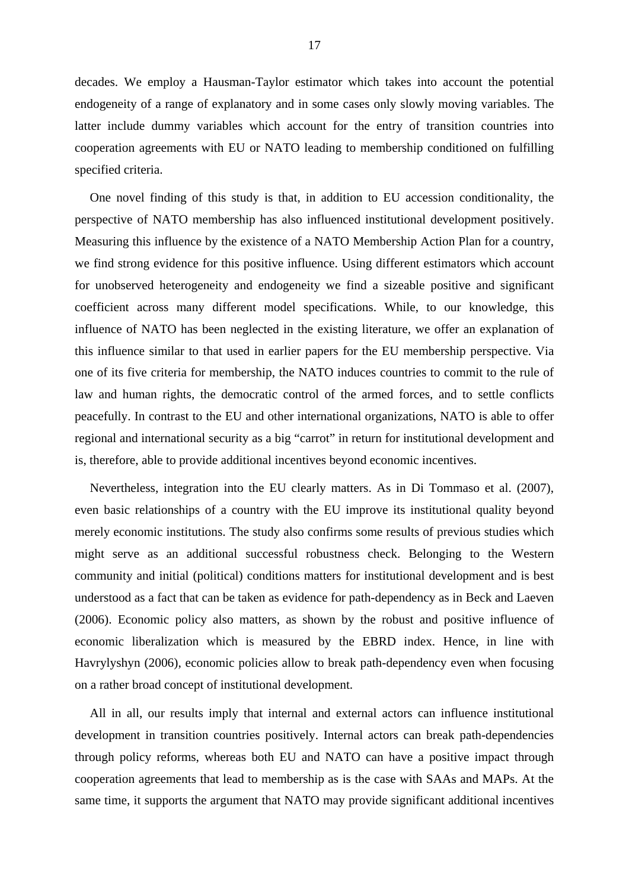decades. We employ a Hausman-Taylor estimator which takes into account the potential endogeneity of a range of explanatory and in some cases only slowly moving variables. The latter include dummy variables which account for the entry of transition countries into cooperation agreements with EU or NATO leading to membership conditioned on fulfilling specified criteria.

One novel finding of this study is that, in addition to EU accession conditionality, the perspective of NATO membership has also influenced institutional development positively. Measuring this influence by the existence of a NATO Membership Action Plan for a country, we find strong evidence for this positive influence. Using different estimators which account for unobserved heterogeneity and endogeneity we find a sizeable positive and significant coefficient across many different model specifications. While, to our knowledge, this influence of NATO has been neglected in the existing literature, we offer an explanation of this influence similar to that used in earlier papers for the EU membership perspective. Via one of its five criteria for membership, the NATO induces countries to commit to the rule of law and human rights, the democratic control of the armed forces, and to settle conflicts peacefully. In contrast to the EU and other international organizations, NATO is able to offer regional and international security as a big "carrot" in return for institutional development and is, therefore, able to provide additional incentives beyond economic incentives.

Nevertheless, integration into the EU clearly matters. As in Di Tommaso et al. (2007), even basic relationships of a country with the EU improve its institutional quality beyond merely economic institutions. The study also confirms some results of previous studies which might serve as an additional successful robustness check. Belonging to the Western community and initial (political) conditions matters for institutional development and is best understood as a fact that can be taken as evidence for path-dependency as in Beck and Laeven (2006). Economic policy also matters, as shown by the robust and positive influence of economic liberalization which is measured by the EBRD index. Hence, in line with Havrylyshyn (2006), economic policies allow to break path-dependency even when focusing on a rather broad concept of institutional development.

All in all, our results imply that internal and external actors can influence institutional development in transition countries positively. Internal actors can break path-dependencies through policy reforms, whereas both EU and NATO can have a positive impact through cooperation agreements that lead to membership as is the case with SAAs and MAPs. At the same time, it supports the argument that NATO may provide significant additional incentives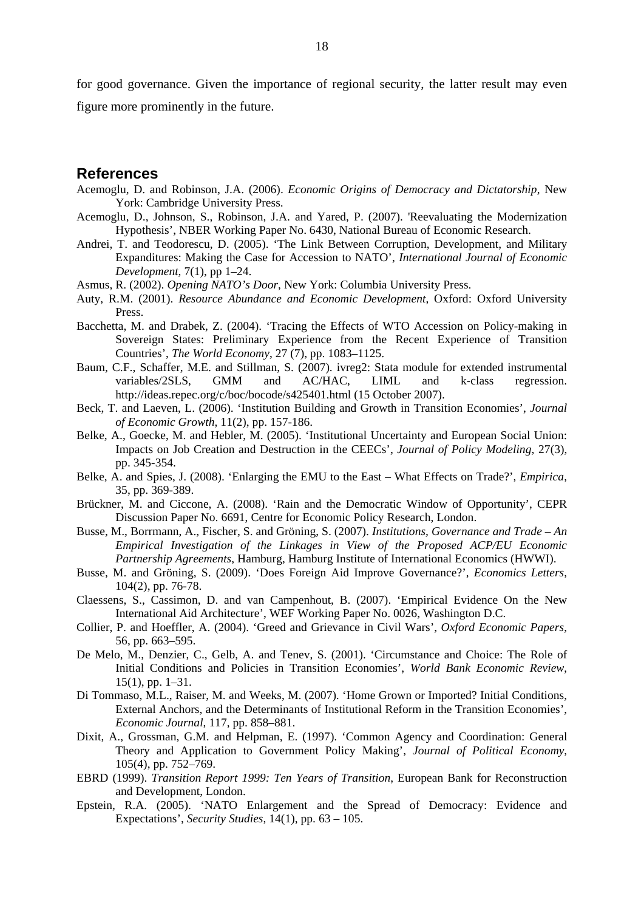for good governance. Given the importance of regional security, the latter result may even figure more prominently in the future.

## References

Acemoglu, D. and Robinson, J.A. (2006). *Economic Origins of Democracy and Dictatorship*, New York: Cambridge University Press.

Acemoglu, D., Johnson, S., Robinson, J.A. and Yared, P. (2007). 'Reevaluating the Modernization Hypothesis', NBER Working Paper No. 6430, National Bureau of Economic Research.

Andrei, T. and Teodorescu, D. (2005). 'The Link Between Corruption, Development, and Military Expanditures: Making the Case for Accession to NATO', *International Journal of Economic Development*, 7(1), pp 1–24.

Asmus, R. (2002). *Opening NATO's Door*, New York: Columbia University Press.

Auty, R.M. (2001). *Resource Abundance and Economic Development*, Oxford: Oxford University Press.

Bacchetta, M. and Drabek, Z. (2004). 'Tracing the Effects of WTO Accession on Policy-making in Sovereign States: Preliminary Experience from the Recent Experience of Transition Countries', *The World Economy*, 27 (7), pp. 1083–1125.

Baum, C.F., Schaffer, M.E. and Stillman, S. (2007). ivreg2: Stata module for extended instrumental variables/2SLS, GMM and AC/HAC, LIML and k-class regression. http://ideas.repec.org/c/boc/bocode/s425401.html (15 October 2007).

Beck, T. and Laeven, L. (2006). 'Institution Building and Growth in Transition Economies', *Journal of Economic Growth*, 11(2), pp. 157-186.

Belke, A., Goecke, M. and Hebler, M. (2005). 'Institutional Uncertainty and European Social Union: Impacts on Job Creation and Destruction in the CEECs', *Journal of Policy Modeling*, 27(3), pp. 345-354.

Belke, A. and Spies, J. (2008). 'Enlarging the EMU to the East – What Effects on Trade?', *Empirica*, 35, pp. 369-389.

Brückner, M. and Ciccone, A. (2008). 'Rain and the Democratic Window of Opportunity', CEPR Discussion Paper No. 6691, Centre for Economic Policy Research, London.

Busse, M., Borrmann, A., Fischer, S. and Gröning, S. (2007). *Institutions, Governance and Trade – An Empirical Investigation of the Linkages in View of the Proposed ACP/EU Economic Partnership Agreements*, Hamburg, Hamburg Institute of International Economics (HWWI).

Busse, M. and Gröning, S. (2009). 'Does Foreign Aid Improve Governance?', *Economics Letters*, 104(2), pp. 76-78.

Claessens, S., Cassimon, D. and van Campenhout, B. (2007). 'Empirical Evidence On the New International Aid Architecture', WEF Working Paper No. 0026, Washington D.C.

Collier, P. and Hoeffler, A. (2004). 'Greed and Grievance in Civil Wars', *Oxford Economic Papers*, 56, pp. 663–595.

De Melo, M., Denzier, C., Gelb, A. and Tenev, S. (2001). 'Circumstance and Choice: The Role of Initial Conditions and Policies in Transition Economies', *World Bank Economic Review*, 15(1), pp. 1–31.

Di Tommaso, M.L., Raiser, M. and Weeks, M. (2007). 'Home Grown or Imported? Initial Conditions, External Anchors, and the Determinants of Institutional Reform in the Transition Economies', *Economic Journal*, 117, pp. 858–881.

Dixit, A., Grossman, G.M. and Helpman, E. (1997). 'Common Agency and Coordination: General Theory and Application to Government Policy Making', *Journal of Political Economy*, 105(4), pp. 752–769.

EBRD (1999). *Transition Report 1999: Ten Years of Transition*, European Bank for Reconstruction and Development, London.

Epstein, R.A. (2005). 'NATO Enlargement and the Spread of Democracy: Evidence and Expectations', *Security Studies*, 14(1), pp. 63 – 105.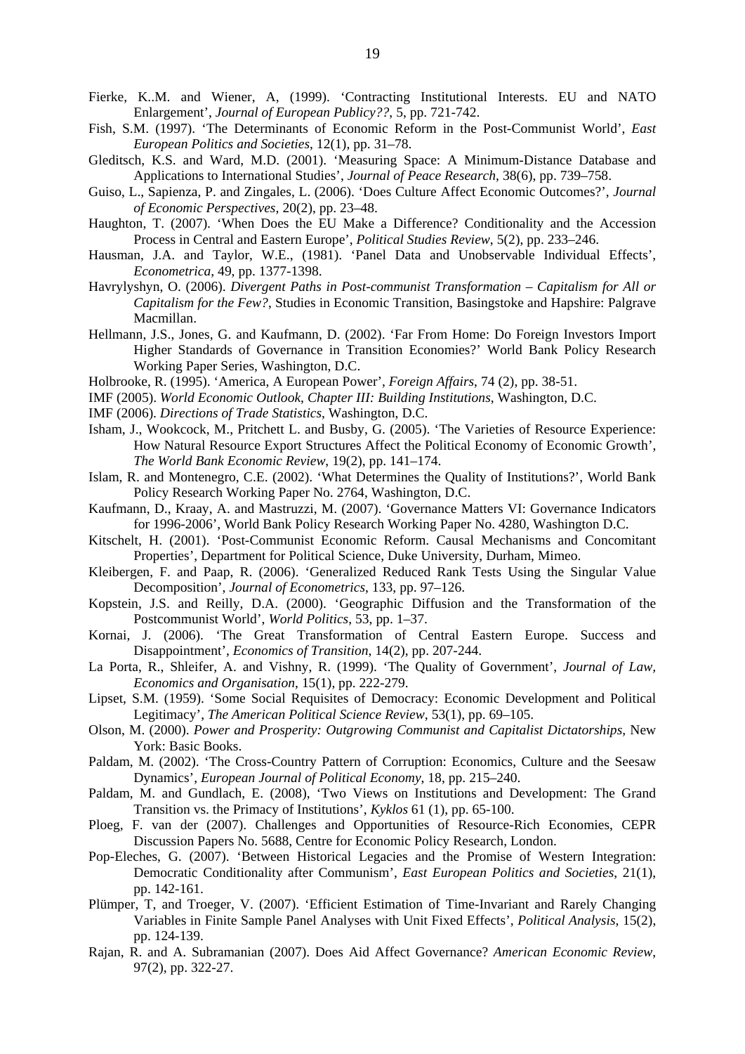Fierke, K..M. and Wiener, A, (1999). ‘Contracting Institutional Interests. EU and NATO Enlargement’, *Journal of European Publicy??*, 5, pp. 721-742.

Fish, S.M. (1997). ‘The Determinants of Economic Reform in the Post-Communist World’, *East European Politics and Societies*, 12(1), pp. 31–78.

Gleditsch, K.S. and Ward, M.D. (2001). ‘Measuring Space: A Minimum-Distance Database and Applications to International Studies’, *Journal of Peace Research*, 38(6), pp. 739–758.

Guiso, L., Sapienza, P. and Zingales, L. (2006). ‘Does Culture Affect Economic Outcomes?’, *Journal of Economic Perspectives*, 20(2), pp. 23–48.

Haughton, T. (2007). ‘When Does the EU Make a Difference? Conditionality and the Accession Process in Central and Eastern Europe’, *Political Studies Review*, 5(2), pp. 233–246.

Hausman, J.A. and Taylor, W.E., (1981). ‘Panel Data and Unobservable Individual Effects’, *Econometrica*, 49, pp. 1377-1398.

Havrylyshyn, O. (2006). *Divergent Paths in Post-communist Transformation – Capitalism for All or Capitalism for the Few?*, Studies in Economic Transition, Basingstoke and Hapshire: Palgrave Macmillan.

Hellmann, J.S., Jones, G. and Kaufmann, D. (2002). ‘Far From Home: Do Foreign Investors Import Higher Standards of Governance in Transition Economies?’ World Bank Policy Research Working Paper Series, Washington, D.C.

Holbrooke, R. (1995). ‘America, A European Power’, *Foreign Affairs*, 74 (2), pp. 38-51.

IMF (2005). *World Economic Outlook, Chapter III: Building Institutions*, Washington, D.C.

IMF (2006). *Directions of Trade Statistics*, Washington, D.C.

Isham, J., Wookcock, M., Pritchett L. and Busby, G. (2005). ‘The Varieties of Resource Experience: How Natural Resource Export Structures Affect the Political Economy of Economic Growth’, *The World Bank Economic Review*, 19(2), pp. 141–174.

Islam, R. and Montenegro, C.E. (2002). ‘What Determines the Quality of Institutions?’, World Bank Policy Research Working Paper No. 2764, Washington, D.C.

Kaufmann, D., Kraay, A. and Mastruzzi, M. (2007). ‘Governance Matters VI: Governance Indicators for 1996-2006’, World Bank Policy Research Working Paper No. 4280, Washington D.C.

Kitschelt, H. (2001). ‘Post-Communist Economic Reform. Causal Mechanisms and Concomitant Properties’, Department for Political Science, Duke University, Durham, Mimeo.

Kleibergen, F. and Paap, R. (2006). ‘Generalized Reduced Rank Tests Using the Singular Value Decomposition’, *Journal of Econometrics*, 133, pp. 97–126.

Kopstein, J.S. and Reilly, D.A. (2000). ‘Geographic Diffusion and the Transformation of the Postcommunist World’, *World Politics*, 53, pp. 1–37.

Kornai, J. (2006). ‘The Great Transformation of Central Eastern Europe. Success and Disappointment’, *Economics of Transition*, 14(2), pp. 207-244.

La Porta, R., Shleifer, A. and Vishny, R. (1999). ‘The Quality of Government’, *Journal of Law, Economics and Organisation*, 15(1), pp. 222-279.

Lipset, S.M. (1959). ‘Some Social Requisites of Democracy: Economic Development and Political Legitimacy’, *The American Political Science Review*, 53(1), pp. 69–105.

Olson, M. (2000). *Power and Prosperity: Outgrowing Communist and Capitalist Dictatorships*, New York: Basic Books.

Paldam, M. (2002). ‘The Cross-Country Pattern of Corruption: Economics, Culture and the Seesaw Dynamics’, *European Journal of Political Economy*, 18, pp. 215–240.

Paldam, M. and Gundlach, E. (2008), ‘Two Views on Institutions and Development: The Grand Transition vs. the Primacy of Institutions’, *Kyklos* 61 (1), pp. 65-100.

Ploeg, F. van der (2007). Challenges and Opportunities of Resource-Rich Economies, CEPR Discussion Papers No. 5688, Centre for Economic Policy Research, London.

Pop-Eleches, G. (2007). ‘Between Historical Legacies and the Promise of Western Integration: Democratic Conditionality after Communism’, *East European Politics and Societies*, 21(1), pp. 142-161.

Plümper, T, and Troeger, V. (2007). ‘Efficient Estimation of Time-Invariant and Rarely Changing Variables in Finite Sample Panel Analyses with Unit Fixed Effects’, *Political Analysis*, 15(2), pp. 124-139.

Rajan, R. and A. Subramanian (2007). Does Aid Affect Governance? *American Economic Review*, 97(2), pp. 322-27.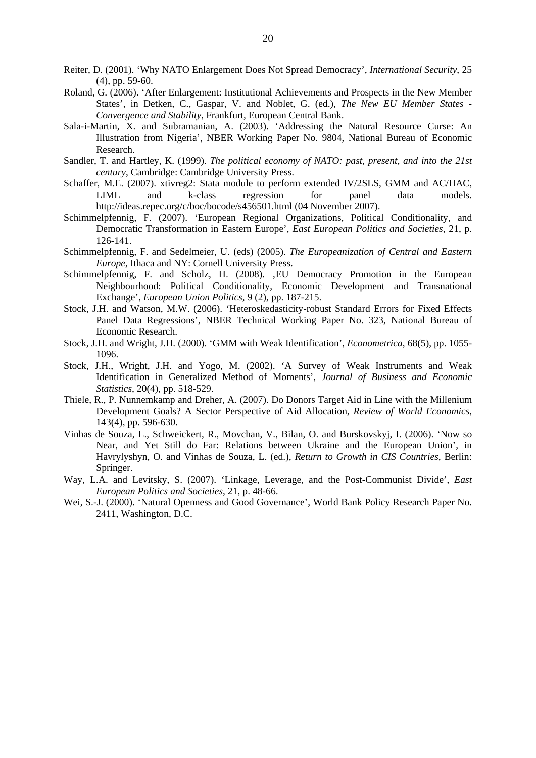Reiter, D. (2001). 'Why NATO Enlargement Does Not Spread Democracy', *International Security*, 25 (4), pp. 59-60.

Roland, G. (2006). 'After Enlargement: Institutional Achievements and Prospects in the New Member States', in Detken, C., Gaspar, V. and Noblet, G. (ed.), *The New EU Member States - Convergence and Stability*, Frankfurt, European Central Bank.

Sala-i-Martin, X. and Subramanian, A. (2003). 'Addressing the Natural Resource Curse: An Illustration from Nigeria', NBER Working Paper No. 9804, National Bureau of Economic Research.

Sandler, T. and Hartley, K. (1999). *The political economy of NATO: past, present, and into the 21st century*, Cambridge: Cambridge University Press.

Schaffer, M.E. (2007). xtivreg2: Stata module to perform extended IV/2SLS, GMM and AC/HAC, LIML and k-class regression for panel data models. http://ideas.repec.org/c/boc/bocode/s456501.html (04 November 2007).

Schimmelpfennig, F. (2007). 'European Regional Organizations, Political Conditionality, and Democratic Transformation in Eastern Europe', *East European Politics and Societies*, 21, p. 126-141.

Schimmelpfennig, F. and Sedelmeier, U. (eds) (2005). *The Europeanization of Central and Eastern Europe*, Ithaca and NY: Cornell University Press.

Schimmelpfennig, F. and Scholz, H. (2008). ‚EU Democracy Promotion in the European Neighbourhood: Political Conditionality, Economic Development and Transnational Exchange', *European Union Politics*, 9 (2), pp. 187-215.

Stock, J.H. and Watson, M.W. (2006). 'Heteroskedasticity-robust Standard Errors for Fixed Effects Panel Data Regressions', NBER Technical Working Paper No. 323, National Bureau of Economic Research.

Stock, J.H. and Wright, J.H. (2000). 'GMM with Weak Identification', *Econometrica*, 68(5), pp. 1055-1096.

Stock, J.H., Wright, J.H. and Yogo, M. (2002). 'A Survey of Weak Instruments and Weak Identification in Generalized Method of Moments', *Journal of Business and Economic Statistics*, 20(4), pp. 518-529.

Thiele, R., P. Nunnemkamp and Dreher, A. (2007). Do Donors Target Aid in Line with the Millenium Development Goals? A Sector Perspective of Aid Allocation, *Review of World Economics*, 143(4), pp. 596-630.

Vinhas de Souza, L., Schweickert, R., Movchan, V., Bilan, O. and Burskovskyj, I. (2006). 'Now so Near, and Yet Still do Far: Relations between Ukraine and the European Union', in Havrylyshyn, O. and Vinhas de Souza, L. (ed.), *Return to Growth in CIS Countries*, Berlin: Springer.

Way, L.A. and Levitsky, S. (2007). 'Linkage, Leverage, and the Post-Communist Divide', *East European Politics and Societies*, 21, p. 48-66.

Wei, S.-J. (2000). 'Natural Openness and Good Governance', World Bank Policy Research Paper No. 2411, Washington, D.C.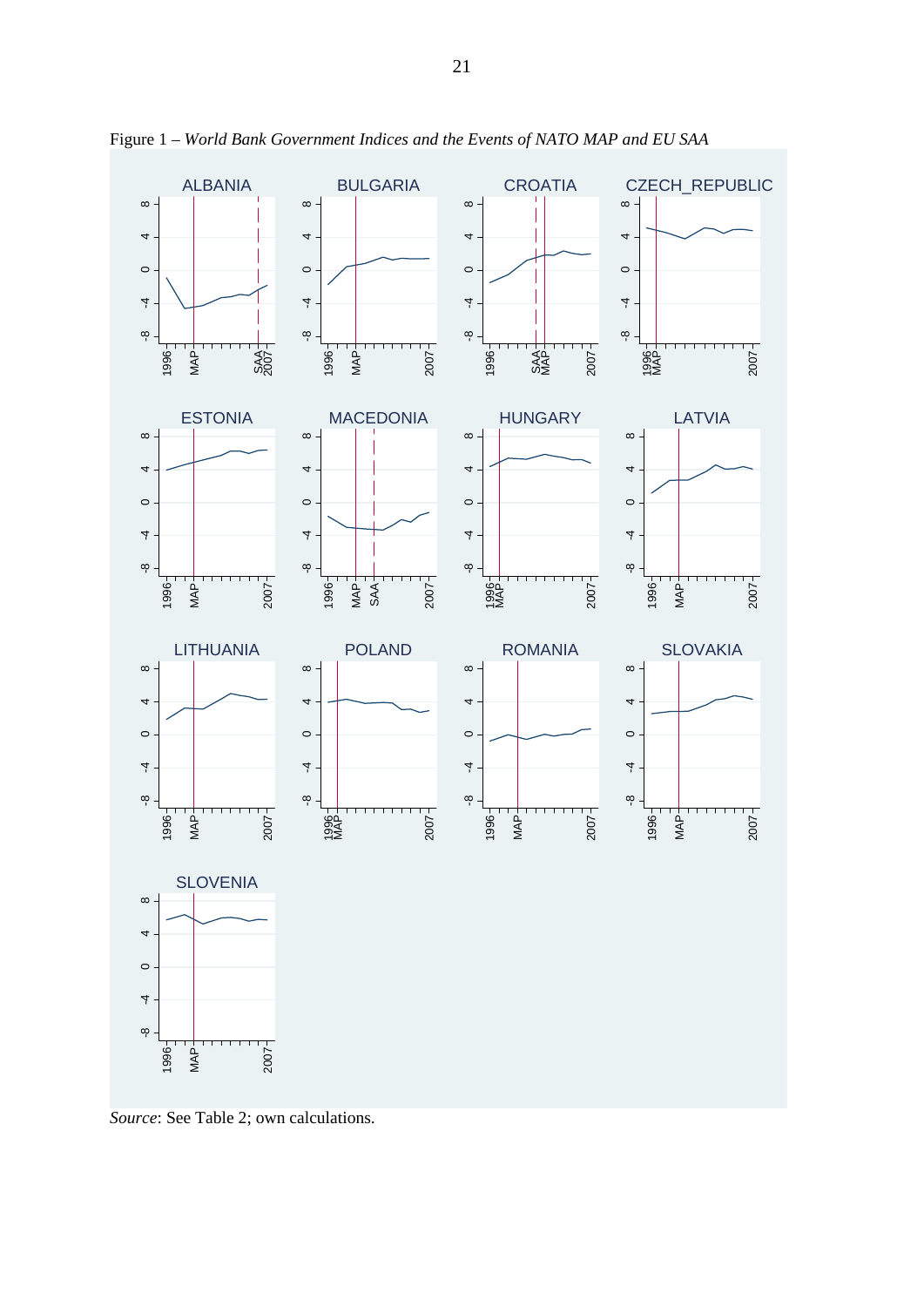Figure 1 – *World Bank Government Indices and the Events of NATO MAP and EU SAA*

*Source*: See Table 2; own calculations.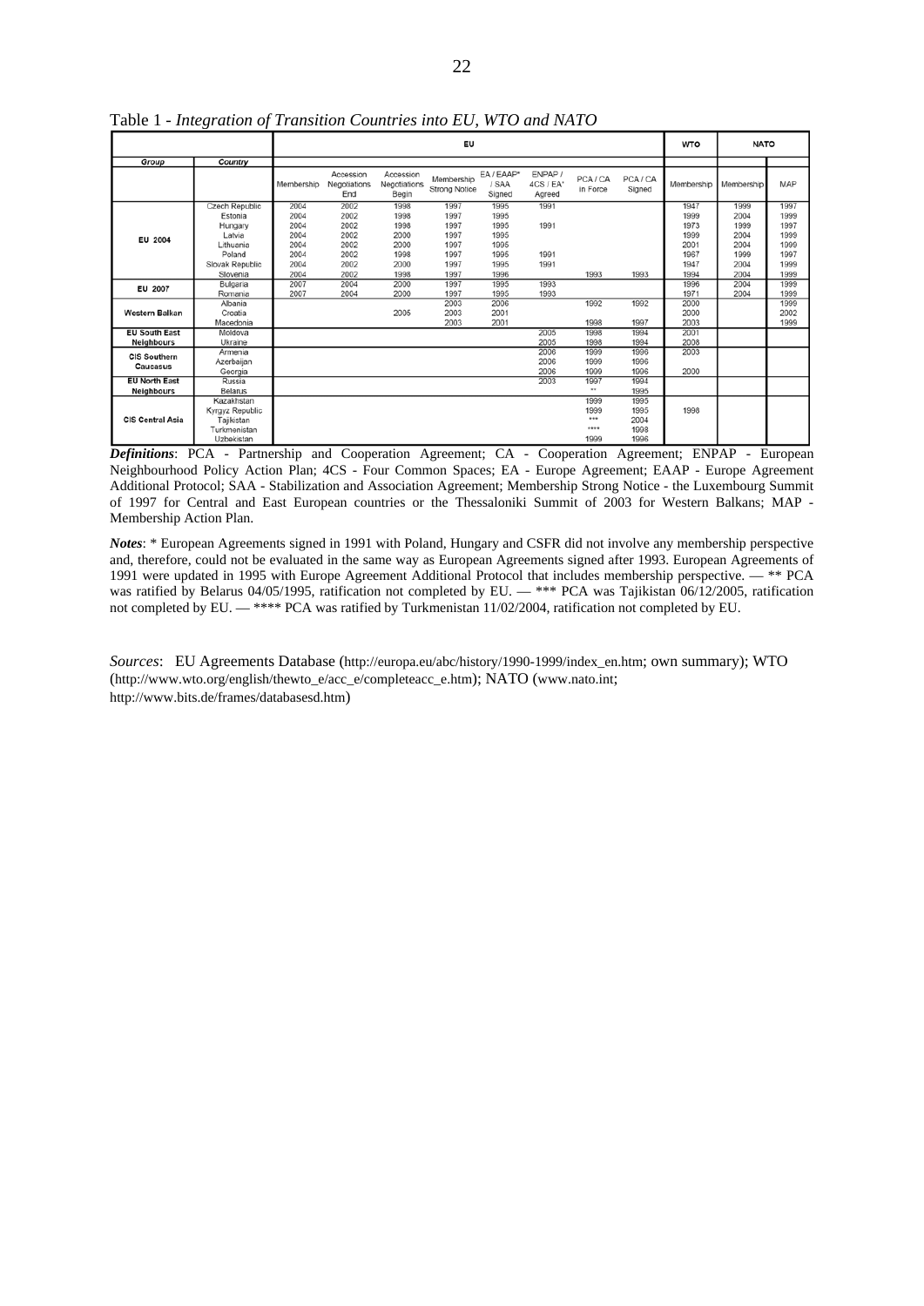Table 1 - *Integration of Transition Countries into EU, WTO and NATO*

| | | EU | | | | | | | | WTO | NATO | |
|---|---|---|---|---|---|---|---|---|---|---|---|---|
| **Group** | **Country** | Membership | Accession Negotiations End | Accession Negotiations Begin | Membership Strong Notice | EA / EAAP* / SAA Signed | ENPAP / 4CS / EA* Agreed | PCA / CA in Force | PCA / CA Signed | Membership | Membership | MAP |
| **EU 2004** | Czech Republic | 2004 | 2002 | 1998 | 1997 | 1995 | 1991 | | | 1947 | 1999 | 1997 |
| | Estonia | 2004 | 2002 | 1998 | 1997 | 1995 | | | | 1999 | 2004 | 1999 |
| | Hungary | 2004 | 2002 | 1998 | 1997 | 1995 | 1991 | | | 1973 | 1999 | 1997 |
| | Latvia | 2004 | 2002 | 2000 | 1997 | 1995 | | | | 1999 | 2004 | 1999 |
| | Lithuania | 2004 | 2002 | 2000 | 1997 | 1995 | | | | 2001 | 2004 | 1999 |
| | Poland | 2004 | 2002 | 1998 | 1997 | 1995 | 1991 | | | 1967 | 1999 | 1997 |
| | Slovak Republic | 2004 | 2002 | 2000 | 1997 | 1995 | 1991 | | | 1947 | 2004 | 1999 |
| | Slovenia | 2004 | 2002 | 1998 | 1997 | 1996 | | 1993 | 1993 | 1994 | 2004 | 1999 |
| **EU 2007** | Bulgaria | 2007 | 2004 | 2000 | 1997 | 1995 | 1993 | | | 1996 | 2004 | 1999 |
| | Romania | 2007 | 2004 | 2000 | 1997 | 1995 | 1993 | | | 1971 | 2004 | 1999 |
| **Western Balkan** | Albania | | | | 2003 | 2006 | | 1992 | 1992 | 2000 | | 1999 |
| | Croatia | | | 2005 | 2003 | 2001 | | | | 2000 | | 2002 |
| | Macedonia | | | | 2003 | 2001 | | 1998 | 1997 | 2003 | | 1999 |
| **EU South East Neighbours** | Moldova | | | | | | 2005 | 1998 | 1994 | 2001 | | |
| | Ukraine | | | | | | 2005 | 1998 | 1994 | 2008 | | |
| **CIS Southern Caucasus** | Armenia | | | | | | 2006 | 1999 | 1996 | 2003 | | |
| | Azerbaijan | | | | | | 2006 | 1999 | 1996 | | | |
| | Georgia | | | | | | 2006 | 1999 | 1996 | 2000 | | |
| **EU North East Neighbours** | Russia | | | | | | 2003 | 1997 | 1994 | | | |
| | Belarus | | | | | | | ** | 1995 | | | |
| **CIS Central Asia** | Kazakhstan | | | | | | | 1999 | 1995 | | | |
| | Kyrgyz Republic | | | | | | | 1999 | 1995 | 1998 | | |
| | Tajikistan | | | | | | | *** | 2004 | | | |
| | Turkmenistan | | | | | | | **** | 1998 | | | |
| | Uzbekistan | | | | | | | 1999 | 1996 | | | |

***Definitions***: PCA - Partnership and Cooperation Agreement; CA - Cooperation Agreement; ENPAP - European Neighbourhood Policy Action Plan; 4CS - Four Common Spaces; EA - Europe Agreement; EAAP - Europe Agreement Additional Protocol; SAA - Stabilization and Association Agreement; Membership Strong Notice - the Luxembourg Summit of 1997 for Central and East European countries or the Thessaloniki Summit of 2003 for Western Balkans; MAP - Membership Action Plan.

***Notes***: * European Agreements signed in 1991 with Poland, Hungary and CSFR did not involve any membership perspective and, therefore, could not be evaluated in the same way as European Agreements signed after 1993. European Agreements of 1991 were updated in 1995 with Europe Agreement Additional Protocol that includes membership perspective. — ** PCA was ratified by Belarus 04/05/1995, ratification not completed by EU. — *** PCA was Tajikistan 06/12/2005, ratification not completed by EU. — **** PCA was ratified by Turkmenistan 11/02/2004, ratification not completed by EU.

*Sources*: EU Agreements Database (http://europa.eu/abc/history/1990-1999/index_en.htm; own summary); WTO (http://www.wto.org/english/thewto_e/acc_e/completeacc_e.htm); NATO (www.nato.int; http://www.bits.de/frames/databasesd.htm)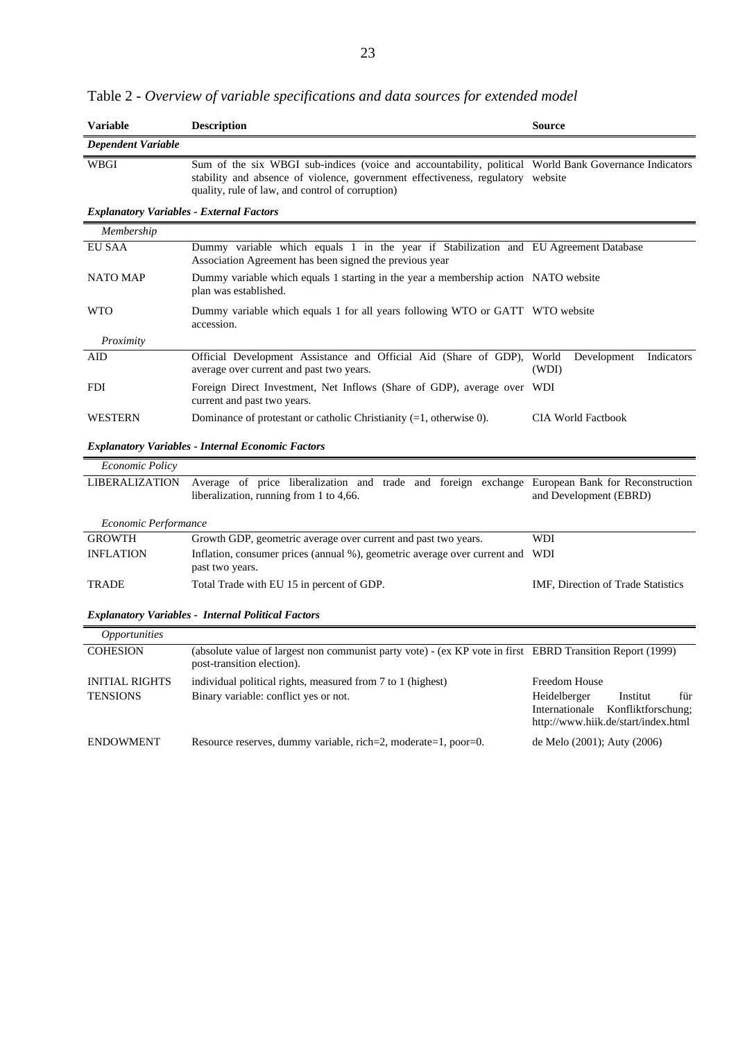Table 2 - *Overview of variable specifications and data sources for extended model*

| Variable | Description | Source |
|---|---|---|
| ***Dependent Variable*** | | |
| WBGI | Sum of the six WBGI sub-indices (voice and accountability, political stability and absence of violence, government effectiveness, regulatory quality, rule of law, and control of corruption) | World Bank Governance Indicators website |
| ***Explanatory Variables - External Factors*** | | |
| *Membership* | | |
| EU SAA | Dummy variable which equals 1 in the year if Stabilization and Association Agreement has been signed the previous year | EU Agreement Database |
| NATO MAP | Dummy variable which equals 1 starting in the year a membership action plan was established. | NATO website |
| WTO | Dummy variable which equals 1 for all years following WTO or GATT accession. | WTO website |
| *Proximity* | | |
| AID | Official Development Assistance and Official Aid (Share of GDP), average over current and past two years. | World Development Indicators (WDI) |
| FDI | Foreign Direct Investment, Net Inflows (Share of GDP), average over current and past two years. | WDI |
| WESTERN | Dominance of protestant or catholic Christianity (=1, otherwise 0). | CIA World Factbook |
| ***Explanatory Variables - Internal Economic Factors*** | | |
| *Economic Policy* | | |
| LIBERALIZATION | Average of price liberalization and trade and foreign exchange liberalization, running from 1 to 4,66. | European Bank for Reconstruction and Development (EBRD) |
| *Economic Performance* | | |
| GROWTH | Growth GDP, geometric average over current and past two years. | WDI |
| INFLATION | Inflation, consumer prices (annual %), geometric average over current and past two years. | WDI |
| TRADE | Total Trade with EU 15 in percent of GDP. | IMF, Direction of Trade Statistics |
| ***Explanatory Variables - Internal Political Factors*** | | |
| *Opportunities* | | |
| COHESION | (absolute value of largest non communist party vote) - (ex KP vote in first post-transition election). | EBRD Transition Report (1999) |
| INITIAL RIGHTS | individual political rights, measured from 7 to 1 (highest) | Freedom House |
| TENSIONS | Binary variable: conflict yes or not. | Heidelberger Institut für Internationale Konfliktforschung; http://www.hiik.de/start/index.html |
| ENDOWMENT | Resource reserves, dummy variable, rich=2, moderate=1, poor=0. | de Melo (2001); Auty (2006) |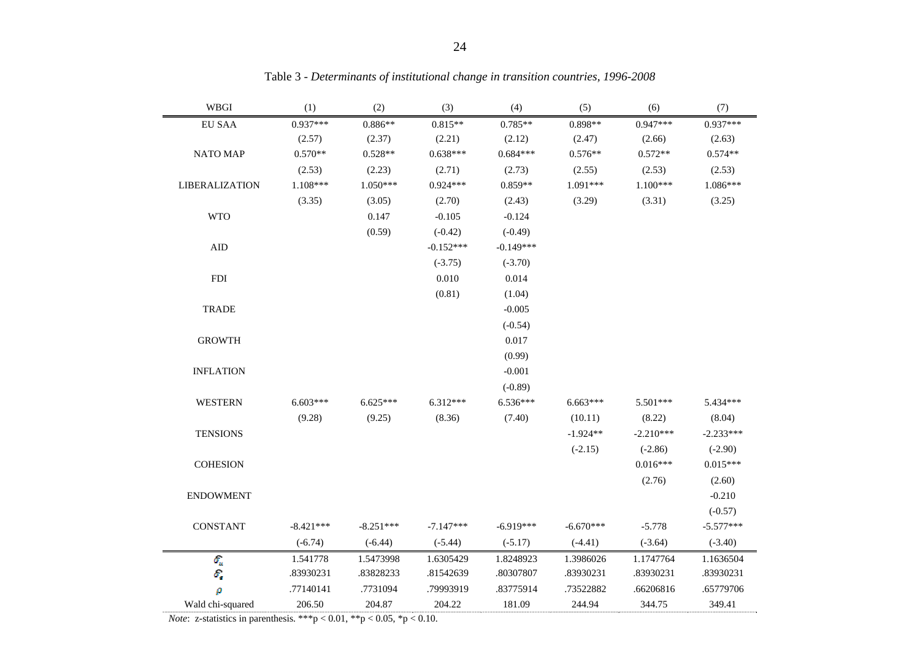Table 3 - *Determinants of institutional change in transition countries, 1996-2008*

| WBGI | (1) | (2) | (3) | (4) | (5) | (6) | (7) |
|---|---|---|---|---|---|---|---|
| EU SAA | 0.937*** | 0.886** | 0.815** | 0.785** | 0.898** | 0.947*** | 0.937*** |
| | (2.57) | (2.37) | (2.21) | (2.12) | (2.47) | (2.66) | (2.63) |
| NATO MAP | 0.570** | 0.528** | 0.638*** | 0.684*** | 0.576** | 0.572** | 0.574** |
| | (2.53) | (2.23) | (2.71) | (2.73) | (2.55) | (2.53) | (2.53) |
| LIBERALIZATION | 1.108*** | 1.050*** | 0.924*** | 0.859** | 1.091*** | 1.100*** | 1.086*** |
| | (3.35) | (3.05) | (2.70) | (2.43) | (3.29) | (3.31) | (3.25) |
| WTO | | 0.147 | -0.105 | -0.124 | | | |
| | | (0.59) | (-0.42) | (-0.49) | | | |
| AID | | | -0.152*** | -0.149*** | | | |
| | | | (-3.75) | (-3.70) | | | |
| FDI | | | 0.010 | 0.014 | | | |
| | | | (0.81) | (1.04) | | | |
| TRADE | | | | -0.005 | | | |
| | | | | (-0.54) | | | |
| GROWTH | | | | 0.017 | | | |
| | | | | (0.99) | | | |
| INFLATION | | | | -0.001 | | | |
| | | | | (-0.89) | | | |
| WESTERN | 6.603*** | 6.625*** | 6.312*** | 6.536*** | 6.663*** | 5.501*** | 5.434*** |
| | (9.28) | (9.25) | (8.36) | (7.40) | (10.11) | (8.22) | (8.04) |
| TENSIONS | | | | | -1.924** | -2.210*** | -2.233*** |
| | | | | | (-2.15) | (-2.86) | (-2.90) |
| COHESION | | | | | | 0.016*** | 0.015*** |
| | | | | | | (2.76) | (2.60) |
| ENDOWMENT | | | | | | | -0.210 |
| | | | | | | | (-0.57) |
| CONSTANT | -8.421*** | -8.251*** | -7.147*** | -6.919*** | -6.670*** | -5.778 | -5.577*** |
| | (-6.74) | (-6.44) | (-5.44) | (-5.17) | (-4.41) | (-3.64) | (-3.40) |
| $\hat{\sigma}_u$ | 1.541778 | 1.5473998 | 1.6305429 | 1.8248923 | 1.3986026 | 1.1747764 | 1.1636504 |
| $\hat{\sigma}_e$ | .83930231 | .83828233 | .81542639 | .80307807 | .83930231 | .83930231 | .83930231 |
| $\rho$ | .77140141 | .7731094 | .79993919 | .83775914 | .73522882 | .66206816 | .65779706 |
| Wald chi-squared | 206.50 | 204.87 | 204.22 | 181.09 | 244.94 | 344.75 | 349.41 |

*Note*: z-statistics in parenthesis. ***p < 0.01, **p < 0.05, *p < 0.10.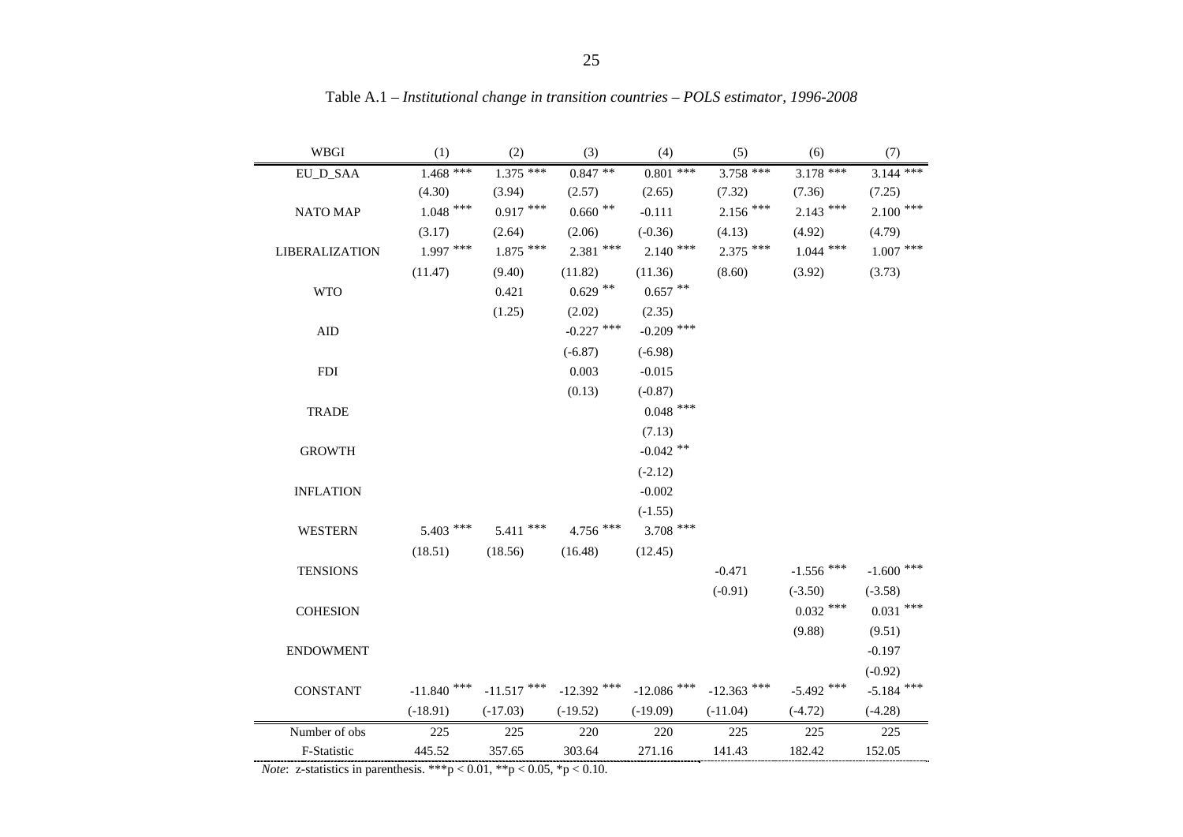Table A.1 – *Institutional change in transition countries – POLS estimator, 1996-2008*

| WBGI | (1) | (2) | (3) | (4) | (5) | (6) | (7) |
|---|---|---|---|---|---|---|---|
| EU_D_SAA | 1.468 *** | 1.375 *** | 0.847 ** | 0.801 *** | 3.758 *** | 3.178 *** | 3.144 *** |
| | (4.30) | (3.94) | (2.57) | (2.65) | (7.32) | (7.36) | (7.25) |
| NATO MAP | 1.048 *** | 0.917 *** | 0.660 ** | -0.111 | 2.156 *** | 2.143 *** | 2.100 *** |
| | (3.17) | (2.64) | (2.06) | (-0.36) | (4.13) | (4.92) | (4.79) |
| LIBERALIZATION | 1.997 *** | 1.875 *** | 2.381 *** | 2.140 *** | 2.375 *** | 1.044 *** | 1.007 *** |
| | (11.47) | (9.40) | (11.82) | (11.36) | (8.60) | (3.92) | (3.73) |
| WTO | | 0.421 | 0.629 ** | 0.657 ** | | | |
| | | (1.25) | (2.02) | (2.35) | | | |
| AID | | | -0.227 *** | -0.209 *** | | | |
| | | | (-6.87) | (-6.98) | | | |
| FDI | | | 0.003 | -0.015 | | | |
| | | | (0.13) | (-0.87) | | | |
| TRADE | | | | 0.048 *** | | | |
| | | | | (7.13) | | | |
| GROWTH | | | | -0.042 ** | | | |
| | | | | (-2.12) | | | |
| INFLATION | | | | -0.002 | | | |
| | | | | (-1.55) | | | |
| WESTERN | 5.403 *** | 5.411 *** | 4.756 *** | 3.708 *** | | | |
| | (18.51) | (18.56) | (16.48) | (12.45) | | | |
| TENSIONS | | | | | -0.471 | -1.556 *** | -1.600 *** |
| | | | | | (-0.91) | (-3.50) | (-3.58) |
| COHESION | | | | | | 0.032 *** | 0.031 *** |
| | | | | | | (9.88) | (9.51) |
| ENDOWMENT | | | | | | | -0.197 |
| | | | | | | | (-0.92) |
| CONSTANT | -11.840 *** | -11.517 *** | -12.392 *** | -12.086 *** | -12.363 *** | -5.492 *** | -5.184 *** |
| | (-18.91) | (-17.03) | (-19.52) | (-19.09) | (-11.04) | (-4.72) | (-4.28) |
| Number of obs | 225 | 225 | 220 | 220 | 225 | 225 | 225 |
| F-Statistic | 445.52 | 357.65 | 303.64 | 271.16 | 141.43 | 182.42 | 152.05 |

*Note*: z-statistics in parenthesis. ***p < 0.01, **p < 0.05, *p < 0.10.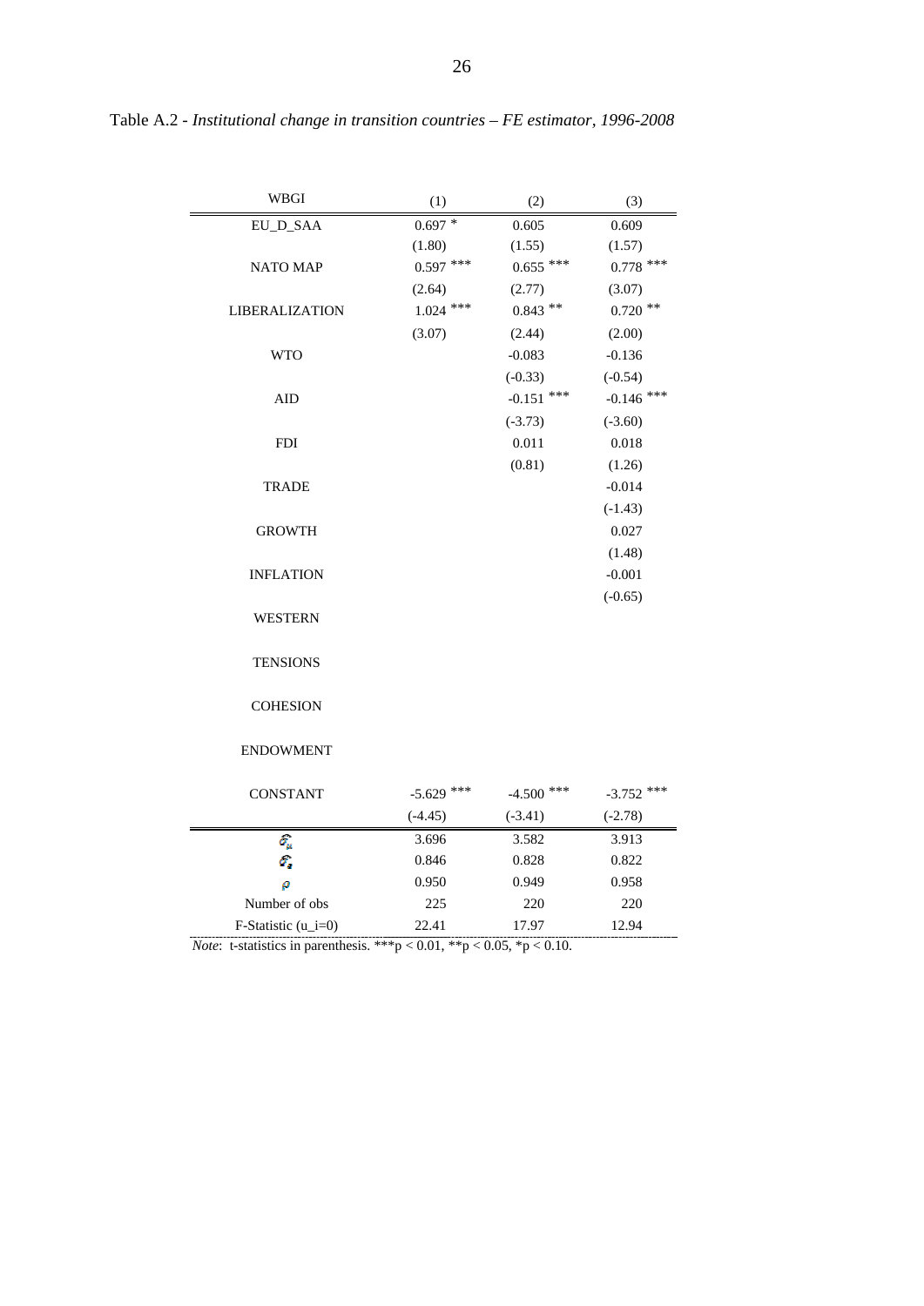Table A.2 - *Institutional change in transition countries – FE estimator, 1996-2008*

| WBGI | (1) | (2) | (3) |
|---|---|---|---|
| EU_D_SAA | 0.697 * | 0.605 | 0.609 |
| | (1.80) | (1.55) | (1.57) |
| NATO MAP | 0.597 *** | 0.655 *** | 0.778 *** |
| | (2.64) | (2.77) | (3.07) |
| LIBERALIZATION | 1.024 *** | 0.843 ** | 0.720 ** |
| | (3.07) | (2.44) | (2.00) |
| WTO | | -0.083 | -0.136 |
| | | (-0.33) | (-0.54) |
| AID | | -0.151 *** | -0.146 *** |
| | | (-3.73) | (-3.60) |
| FDI | | 0.011 | 0.018 |
| | | (0.81) | (1.26) |
| TRADE | | | -0.014 |
| | | | (-1.43) |
| GROWTH | | | 0.027 |
| | | | (1.48) |
| INFLATION | | | -0.001 |
| | | | (-0.65) |
| WESTERN | | | |
| TENSIONS | | | |
| COHESION | | | |
| ENDOWMENT | | | |
| CONSTANT | -5.629 *** | -4.500 *** | -3.752 *** |
| | (-4.45) | (-3.41) | (-2.78) |
| $\hat{\sigma}_u$ | 3.696 | 3.582 | 3.913 |
| $\hat{\sigma}_e$ | 0.846 | 0.828 | 0.822 |
| $\rho$ | 0.950 | 0.949 | 0.958 |
| Number of obs | 225 | 220 | 220 |
| F-Statistic (u_i=0) | 22.41 | 17.97 | 12.94 |

*Note*: t-statistics in parenthesis. ***p < 0.01, **p < 0.05, *p < 0.10.